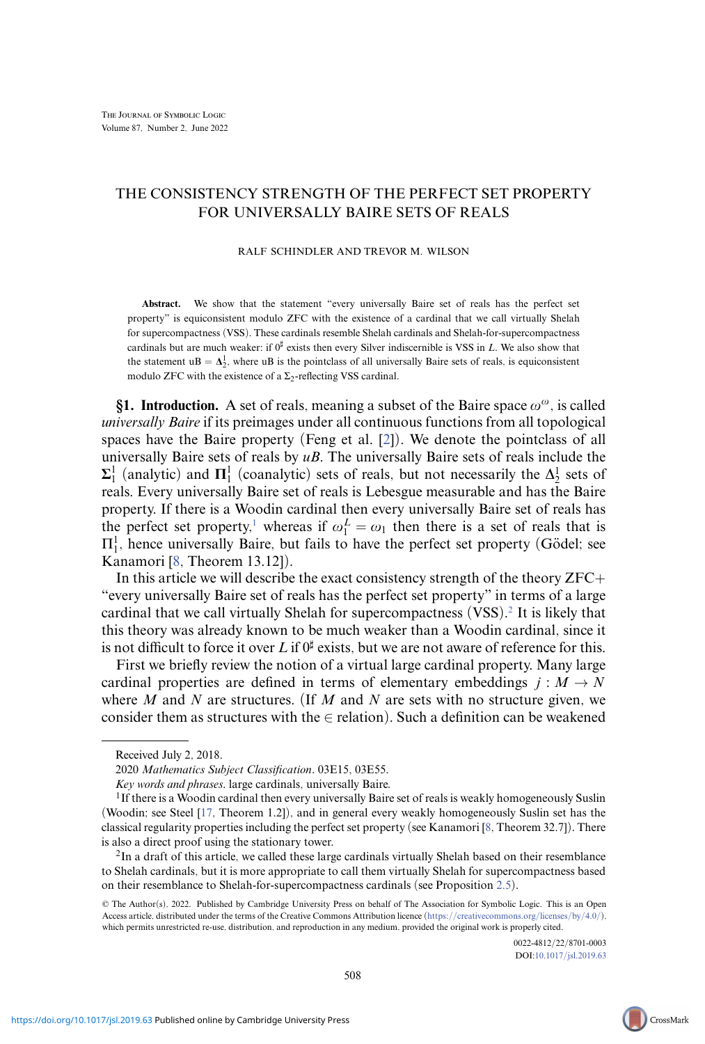# THE CONSISTENCY STRENGTH OF THE PERFECT SET PROPERTY FOR UNIVERSALLY BAIRE SETS OF REALS

RALF SCHINDLER AND TREVOR M. WILSON

**Abstract.** We show that the statement "every universally Baire set of reals has the perfect set property" is equiconsistent modulo ZFC with the existence of a cardinal that we call virtually Shelah for supercompactness (VSS). These cardinals resemble Shelah cardinals and Shelah-for-supercompactness cardinals but are much weaker: if $0^\sharp$ exists then every Silver indiscernible is VSS in $L$. We also show that the statement $\mathrm{uB} = \mathbf{\Delta}^1_2$, where uB is the pointclass of all universally Baire sets of reals, is equiconsistent modulo ZFC with the existence of a $\Sigma_2$-reflecting VSS cardinal.

**§1. Introduction.** A set of reals, meaning a subset of the Baire space $\omega^\omega$, is called *universally Baire* if its preimages under all continuous functions from all topological spaces have the Baire property (Feng et al. [2]). We denote the pointclass of all universally Baire sets of reals by *uB*. The universally Baire sets of reals include the $\mathbf{\Sigma}^1_1$ (analytic) and $\mathbf{\Pi}^1_1$ (coanalytic) sets of reals, but not necessarily the $\Delta^1_2$ sets of reals. Every universally Baire set of reals is Lebesgue measurable and has the Baire property. If there is a Woodin cardinal then every universally Baire set of reals has the perfect set property,[1] whereas if $\omega_1^L = \omega_1$ then there is a set of reals that is $\Pi^1_1$, hence universally Baire, but fails to have the perfect set property (Gödel; see Kanamori [8, Theorem 13.12]).

In this article we will describe the exact consistency strength of the theory ZFC+ "every universally Baire set of reals has the perfect set property" in terms of a large cardinal that we call virtually Shelah for supercompactness (VSS).[2] It is likely that this theory was already known to be much weaker than a Woodin cardinal, since it is not difficult to force it over $L$ if $0^\sharp$ exists, but we are not aware of reference for this.

First we briefly review the notion of a virtual large cardinal property. Many large cardinal properties are defined in terms of elementary embeddings $j : M \to N$ where $M$ and $N$ are structures. (If $M$ and $N$ are sets with no structure given, we consider them as structures with the $\in$ relation). Such a definition can be weakened

Received July 2, 2018.

2020 *Mathematics Subject Classification*. 03E15, 03E55.

*Key words and phrases*. large cardinals, universally Baire.

[1] If there is a Woodin cardinal then every universally Baire set of reals is weakly homogeneously Suslin (Woodin; see Steel [17, Theorem 1.2]), and in general every weakly homogeneously Suslin set has the classical regularity properties including the perfect set property (see Kanamori [8, Theorem 32.7]). There is also a direct proof using the stationary tower.

[2] In a draft of this article, we called these large cardinals virtually Shelah based on their resemblance to Shelah cardinals, but it is more appropriate to call them virtually Shelah for supercompactness based on their resemblance to Shelah-for-supercompactness cardinals (see Proposition 2.5).

© The Author(s), 2022. Published by Cambridge University Press on behalf of The Association for Symbolic Logic. This is an Open Access article, distributed under the terms of the Creative Commons Attribution licence (https://creativecommons.org/licenses/by/4.0/), which permits unrestricted re-use, distribution, and reproduction in any medium, provided the original work is properly cited.

0022-4812/22/8701-0003
DOI:10.1017/jsl.2019.63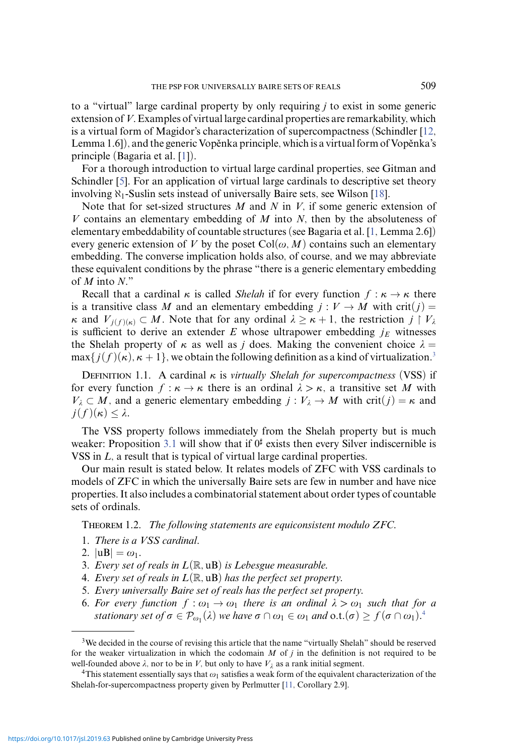to a "virtual" large cardinal property by only requiring $j$ to exist in some generic extension of $V$. Examples of virtual large cardinal properties are remarkability, which is a virtual form of Magidor's characterization of supercompactness (Schindler [12, Lemma 1.6]), and the generic Vopěnka principle, which is a virtual form of Vopěnka's principle (Bagaria et al. [1]).

For a thorough introduction to virtual large cardinal properties, see Gitman and Schindler [5]. For an application of virtual large cardinals to descriptive set theory involving $\aleph_1$-Suslin sets instead of universally Baire sets, see Wilson [18].

Note that for set-sized structures $M$ and $N$ in $V$, if some generic extension of $V$ contains an elementary embedding of $M$ into $N$, then by the absoluteness of elementary embeddability of countable structures (see Bagaria et al. [1, Lemma 2.6]) every generic extension of $V$ by the poset $\mathrm{Col}(\omega, M)$ contains such an elementary embedding. The converse implication holds also, of course, and we may abbreviate these equivalent conditions by the phrase "there is a generic elementary embedding of $M$ into $N$."

Recall that a cardinal $\kappa$ is called *Shelah* if for every function $f : \kappa \to \kappa$ there is a transitive class $M$ and an elementary embedding $j : V \to M$ with $\mathrm{crit}(j) = \kappa$ and $V_{j(f)(\kappa)} \subset M$. Note that for any ordinal $\lambda \geq \kappa + 1$, the restriction $j \restriction V_\lambda$ is sufficient to derive an extender $E$ whose ultrapower embedding $j_E$ witnesses the Shelah property of $\kappa$ as well as $j$ does. Making the convenient choice $\lambda = \max\{j(f)(\kappa), \kappa + 1\}$, we obtain the following definition as a kind of virtualization.[3]

Definition 1.1. A cardinal $\kappa$ is *virtually Shelah for supercompactness* (VSS) if for every function $f : \kappa \to \kappa$ there is an ordinal $\lambda > \kappa$, a transitive set $M$ with $V_\lambda \subset M$, and a generic elementary embedding $j : V_\lambda \to M$ with $\mathrm{crit}(j) = \kappa$ and $j(f)(\kappa) \leq \lambda$.

The VSS property follows immediately from the Shelah property but is much weaker: Proposition 3.1 will show that if $0^\sharp$ exists then every Silver indiscernible is VSS in $L$, a result that is typical of virtual large cardinal properties.

Our main result is stated below. It relates models of ZFC with VSS cardinals to models of ZFC in which the universally Baire sets are few in number and have nice properties. It also includes a combinatorial statement about order types of countable sets of ordinals.

Theorem 1.2. *The following statements are equiconsistent modulo ZFC.*

1. *There is a VSS cardinal.*
2. $|\mathrm{uB}| = \omega_1$.
3. *Every set of reals in $L(\mathbb{R}, \mathrm{uB})$ is Lebesgue measurable.*
4. *Every set of reals in $L(\mathbb{R}, \mathrm{uB})$ has the perfect set property.*
5. *Every universally Baire set of reals has the perfect set property.*
6. *For every function $f : \omega_1 \to \omega_1$ there is an ordinal $\lambda > \omega_1$ such that for a stationary set of $\sigma \in \mathcal{P}_{\omega_1}(\lambda)$ we have $\sigma \cap \omega_1 \in \omega_1$ and $\mathrm{o.t.}(\sigma) \geq f(\sigma \cap \omega_1)$.*[4]

---

[3] We decided in the course of revising this article that the name "virtually Shelah" should be reserved for the weaker virtualization in which the codomain $M$ of $j$ in the definition is not required to be well-founded above $\lambda$, nor to be in $V$, but only to have $V_\lambda$ as a rank initial segment.

[4] This statement essentially says that $\omega_1$ satisfies a weak form of the equivalent characterization of the Shelah-for-supercompactness property given by Perlmutter [11, Corollary 2.9].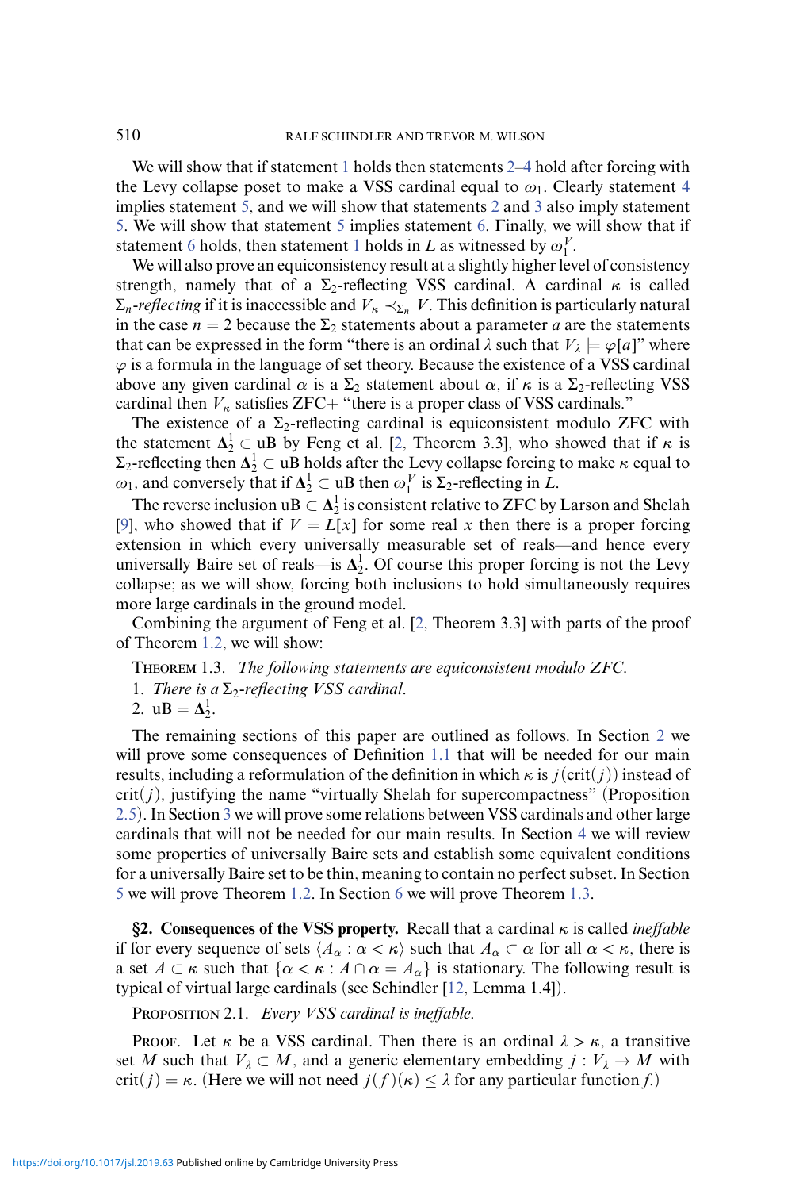We will show that if statement 1 holds then statements 2–4 hold after forcing with the Levy collapse poset to make a VSS cardinal equal to $\omega_1$. Clearly statement 4 implies statement 5, and we will show that statements 2 and 3 also imply statement 5. We will show that statement 5 implies statement 6. Finally, we will show that if statement 6 holds, then statement 1 holds in $L$ as witnessed by $\omega_1^V$.

We will also prove an equiconsistency result at a slightly higher level of consistency strength, namely that of a $\Sigma_2$-reflecting VSS cardinal. A cardinal $\kappa$ is called *$\Sigma_n$-reflecting* if it is inaccessible and $V_\kappa \prec_{\Sigma_n} V$. This definition is particularly natural in the case $n = 2$ because the $\Sigma_2$ statements about a parameter $a$ are the statements that can be expressed in the form "there is an ordinal $\lambda$ such that $V_\lambda \models \varphi[a]$" where $\varphi$ is a formula in the language of set theory. Because the existence of a VSS cardinal above any given cardinal $\alpha$ is a $\Sigma_2$ statement about $\alpha$, if $\kappa$ is a $\Sigma_2$-reflecting VSS cardinal then $V_\kappa$ satisfies ZFC+ "there is a proper class of VSS cardinals."

The existence of a $\Sigma_2$-reflecting cardinal is equiconsistent modulo ZFC with the statement $\mathbf{\Delta}^1_2 \subset \mathrm{uB}$ by Feng et al. [2, Theorem 3.3], who showed that if $\kappa$ is $\Sigma_2$-reflecting then $\mathbf{\Delta}^1_2 \subset \mathrm{uB}$ holds after the Levy collapse forcing to make $\kappa$ equal to $\omega_1$, and conversely that if $\mathbf{\Delta}^1_2 \subset \mathrm{uB}$ then $\omega_1^V$ is $\Sigma_2$-reflecting in $L$.

The reverse inclusion $\mathrm{uB} \subset \mathbf{\Delta}^1_2$ is consistent relative to ZFC by Larson and Shelah [9], who showed that if $V = L[x]$ for some real $x$ then there is a proper forcing extension in which every universally measurable set of reals—and hence every universally Baire set of reals—is $\mathbf{\Delta}^1_2$. Of course this proper forcing is not the Levy collapse; as we will show, forcing both inclusions to hold simultaneously requires more large cardinals in the ground model.

Combining the argument of Feng et al. [2, Theorem 3.3] with parts of the proof of Theorem 1.2, we will show:

Theorem 1.3. *The following statements are equiconsistent modulo ZFC.*

1. *There is a $\Sigma_2$-reflecting VSS cardinal.*
2. $\mathrm{uB} = \mathbf{\Delta}^1_2$.

The remaining sections of this paper are outlined as follows. In Section 2 we will prove some consequences of Definition 1.1 that will be needed for our main results, including a reformulation of the definition in which $\kappa$ is $j(\mathrm{crit}(j))$ instead of $\mathrm{crit}(j)$, justifying the name "virtually Shelah for supercompactness" (Proposition 2.5). In Section 3 we will prove some relations between VSS cardinals and other large cardinals that will not be needed for our main results. In Section 4 we will review some properties of universally Baire sets and establish some equivalent conditions for a universally Baire set to be thin, meaning to contain no perfect subset. In Section 5 we will prove Theorem 1.2. In Section 6 we will prove Theorem 1.3.

## §2. Consequences of the VSS property.

Recall that a cardinal $\kappa$ is called *ineffable* if for every sequence of sets $\langle A_\alpha : \alpha < \kappa\rangle$ such that $A_\alpha \subset \alpha$ for all $\alpha < \kappa$, there is a set $A \subset \kappa$ such that $\{\alpha < \kappa : A \cap \alpha = A_\alpha\}$ is stationary. The following result is typical of virtual large cardinals (see Schindler [12, Lemma 1.4]).

Proposition 2.1. *Every VSS cardinal is ineffable.*

Proof. Let $\kappa$ be a VSS cardinal. Then there is an ordinal $\lambda > \kappa$, a transitive set $M$ such that $V_\lambda \subset M$, and a generic elementary embedding $j : V_\lambda \to M$ with $\mathrm{crit}(j) = \kappa$. (Here we will not need $j(f)(\kappa) \leq \lambda$ for any particular function $f$.)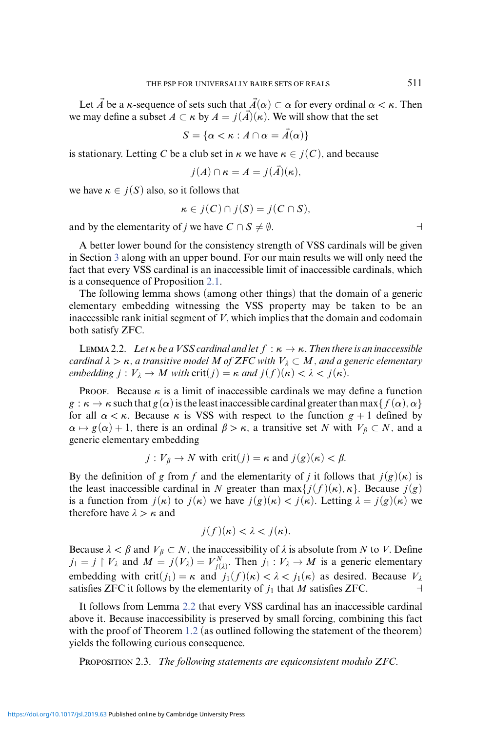Let $\vec{A}$ be a $\kappa$-sequence of sets such that $\vec{A}(\alpha) \subset \alpha$ for every ordinal $\alpha < \kappa$. Then we may define a subset $A \subset \kappa$ by $A = j(\vec{A})(\kappa)$. We will show that the set

$$S = \{\alpha < \kappa : A \cap \alpha = \vec{A}(\alpha)\}$$

is stationary. Letting $C$ be a club set in $\kappa$ we have $\kappa \in j(C)$, and because

$$j(A) \cap \kappa = A = j(\vec{A})(\kappa),$$

we have $\kappa \in j(S)$ also, so it follows that

$$\kappa \in j(C) \cap j(S) = j(C \cap S),$$

and by the elementarity of $j$ we have $C \cap S \neq \emptyset$. $\dashv$

A better lower bound for the consistency strength of VSS cardinals will be given in Section 3 along with an upper bound. For our main results we will only need the fact that every VSS cardinal is an inaccessible limit of inaccessible cardinals, which is a consequence of Proposition 2.1.

The following lemma shows (among other things) that the domain of a generic elementary embedding witnessing the VSS property may be taken to be an inaccessible rank initial segment of $V$, which implies that the domain and codomain both satisfy ZFC.

Lemma 2.2. *Let $\kappa$ be a VSS cardinal and let $f : \kappa \to \kappa$. Then there is an inaccessible cardinal $\lambda > \kappa$, a transitive model $M$ of ZFC with $V_\lambda \subset M$, and a generic elementary embedding $j : V_\lambda \to M$ with $\operatorname{crit}(j) = \kappa$ and $j(f)(\kappa) < \lambda < j(\kappa)$.*

Proof. Because $\kappa$ is a limit of inaccessible cardinals we may define a function $g : \kappa \to \kappa$ such that $g(\alpha)$ is the least inaccessible cardinal greater than $\max\{f(\alpha), \alpha\}$ for all $\alpha < \kappa$. Because $\kappa$ is VSS with respect to the function $g + 1$ defined by $\alpha \mapsto g(\alpha) + 1$, there is an ordinal $\beta > \kappa$, a transitive set $N$ with $V_\beta \subset N$, and a generic elementary embedding

$$j : V_\beta \to N \text{ with } \operatorname{crit}(j) = \kappa \text{ and } j(g)(\kappa) < \beta.$$

By the definition of $g$ from $f$ and the elementarity of $j$ it follows that $j(g)(\kappa)$ is the least inaccessible cardinal in $N$ greater than $\max\{j(f)(\kappa), \kappa\}$. Because $j(g)$ is a function from $j(\kappa)$ to $j(\kappa)$ we have $j(g)(\kappa) < j(\kappa)$. Letting $\lambda = j(g)(\kappa)$ we therefore have $\lambda > \kappa$ and

$$j(f)(\kappa) < \lambda < j(\kappa).$$

Because $\lambda < \beta$ and $V_\beta \subset N$, the inaccessibility of $\lambda$ is absolute from $N$ to $V$. Define $j_1 = j \restriction V_\lambda$ and $M = j(V_\lambda) = V^N_{j(\lambda)}$. Then $j_1 : V_\lambda \to M$ is a generic elementary embedding with $\operatorname{crit}(j_1) = \kappa$ and $j_1(f)(\kappa) < \lambda < j_1(\kappa)$ as desired. Because $V_\lambda$ satisfies ZFC it follows by the elementarity of $j_1$ that $M$ satisfies ZFC. $\dashv$

It follows from Lemma 2.2 that every VSS cardinal has an inaccessible cardinal above it. Because inaccessibility is preserved by small forcing, combining this fact with the proof of Theorem 1.2 (as outlined following the statement of the theorem) yields the following curious consequence.

Proposition 2.3. *The following statements are equiconsistent modulo ZFC.*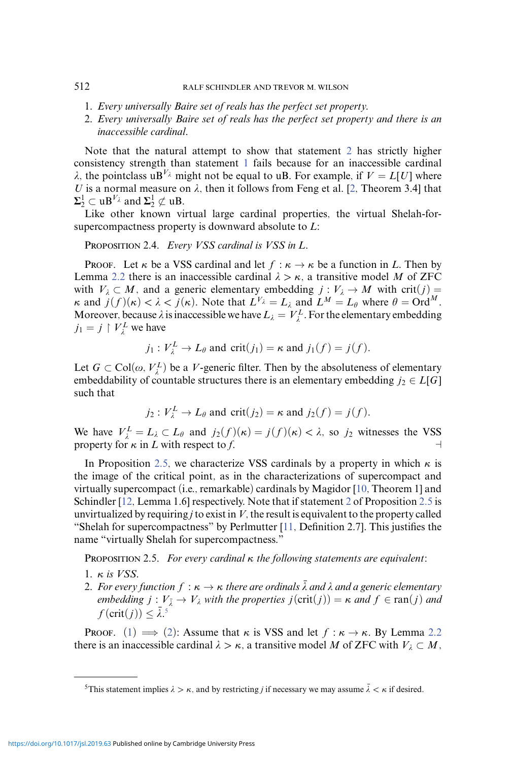1. *Every universally Baire set of reals has the perfect set property.*
2. *Every universally Baire set of reals has the perfect set property and there is an inaccessible cardinal.*

Note that the natural attempt to show that statement 2 has strictly higher consistency strength than statement 1 fails because for an inaccessible cardinal $\lambda$, the pointclass $\mathrm{uB}^{V_\lambda}$ might not be equal to uB. For example, if $V = L[U]$ where $U$ is a normal measure on $\lambda$, then it follows from Feng et al. [2, Theorem 3.4] that $\mathbf{\Sigma}^1_2 \subset \mathrm{uB}^{V_\lambda}$ and $\mathbf{\Sigma}^1_2 \not\subset \mathrm{uB}$.

Like other known virtual large cardinal properties, the virtual Shelah-for-supercompactness property is downward absolute to $L$:

Proposition 2.4. *Every VSS cardinal is VSS in $L$.*

Proof. Let $\kappa$ be a VSS cardinal and let $f : \kappa \to \kappa$ be a function in $L$. Then by Lemma 2.2 there is an inaccessible cardinal $\lambda > \kappa$, a transitive model $M$ of ZFC with $V_\lambda \subset M$, and a generic elementary embedding $j : V_\lambda \to M$ with $\mathrm{crit}(j) = \kappa$ and $j(f)(\kappa) < \lambda < j(\kappa)$. Note that $L^{V_\lambda} = L_\lambda$ and $L^M = L_\theta$ where $\theta = \mathrm{Ord}^M$. Moreover, because $\lambda$ is inaccessible we have $L_\lambda = V^L_\lambda$. For the elementary embedding $j_1 = j \restriction V^L_\lambda$ we have

$$j_1 : V^L_\lambda \to L_\theta \text{ and } \mathrm{crit}(j_1) = \kappa \text{ and } j_1(f) = j(f).$$

Let $G \subset \mathrm{Col}(\omega, V^L_\lambda)$ be a $V$-generic filter. Then by the absoluteness of elementary embeddability of countable structures there is an elementary embedding $j_2 \in L[G]$ such that

$$j_2 : V^L_\lambda \to L_\theta \text{ and } \mathrm{crit}(j_2) = \kappa \text{ and } j_2(f) = j(f).$$

We have $V^L_\lambda = L_\lambda \subset L_\theta$ and $j_2(f)(\kappa) = j(f)(\kappa) < \lambda$, so $j_2$ witnesses the VSS property for $\kappa$ in $L$ with respect to $f$. ⊣

In Proposition 2.5, we characterize VSS cardinals by a property in which $\kappa$ is the image of the critical point, as in the characterizations of supercompact and virtually supercompact (i.e., remarkable) cardinals by Magidor [10, Theorem 1] and Schindler [12, Lemma 1.6] respectively. Note that if statement 2 of Proposition 2.5 is unvirtualized by requiring $j$ to exist in $V$, the result is equivalent to the property called "Shelah for supercompactness" by Perlmutter [11, Definition 2.7]. This justifies the name "virtually Shelah for supercompactness."

Proposition 2.5. *For every cardinal $\kappa$ the following statements are equivalent*:

1. *$\kappa$ is VSS.*
2. *For every function $f : \kappa \to \kappa$ there are ordinals $\bar{\lambda}$ and $\lambda$ and a generic elementary embedding $j : V_{\bar{\lambda}} \to V_\lambda$ with the properties $j(\mathrm{crit}(j)) = \kappa$ and $f \in \mathrm{ran}(j)$ and $f(\mathrm{crit}(j)) \leq \bar{\lambda}$.*[5]

Proof. (1) $\Longrightarrow$ (2): Assume that $\kappa$ is VSS and let $f : \kappa \to \kappa$. By Lemma 2.2 there is an inaccessible cardinal $\lambda > \kappa$, a transitive model $M$ of ZFC with $V_\lambda \subset M$,

[5]This statement implies $\lambda > \kappa$, and by restricting $j$ if necessary we may assume $\bar{\lambda} < \kappa$ if desired.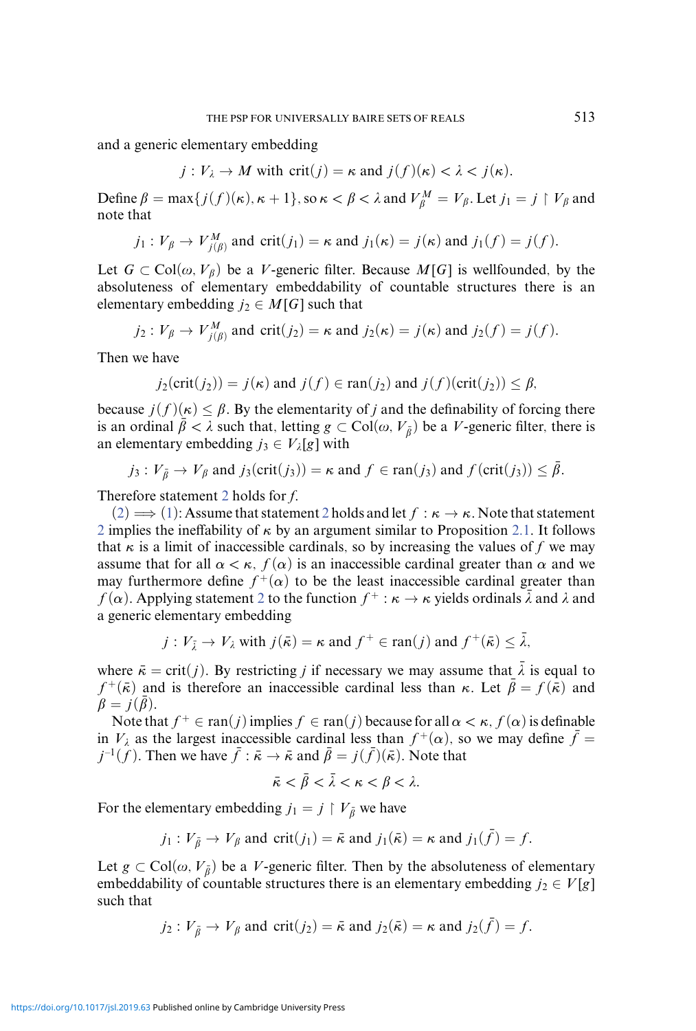and a generic elementary embedding

$$j : V_\lambda \to M \text{ with } \mathrm{crit}(j) = \kappa \text{ and } j(f)(\kappa) < \lambda < j(\kappa).$$

Define $\beta = \max\{j(f)(\kappa), \kappa + 1\}$, so $\kappa < \beta < \lambda$ and $V^M_\beta = V_\beta$. Let $j_1 = j \restriction V_\beta$ and note that

$$j_1 : V_\beta \to V^M_{j(\beta)} \text{ and } \mathrm{crit}(j_1) = \kappa \text{ and } j_1(\kappa) = j(\kappa) \text{ and } j_1(f) = j(f).$$

Let $G \subset \mathrm{Col}(\omega, V_\beta)$ be a $V$-generic filter. Because $M[G]$ is wellfounded, by the absoluteness of elementary embeddability of countable structures there is an elementary embedding $j_2 \in M[G]$ such that

$$j_2 : V_\beta \to V^M_{j(\beta)} \text{ and } \mathrm{crit}(j_2) = \kappa \text{ and } j_2(\kappa) = j(\kappa) \text{ and } j_2(f) = j(f).$$

Then we have

$$j_2(\mathrm{crit}(j_2)) = j(\kappa) \text{ and } j(f) \in \mathrm{ran}(j_2) \text{ and } j(f)(\mathrm{crit}(j_2)) \leq \beta,$$

because $j(f)(\kappa) \leq \beta$. By the elementarity of $j$ and the definability of forcing there is an ordinal $\bar{\beta} < \lambda$ such that, letting $g \subset \mathrm{Col}(\omega, V_{\bar{\beta}})$ be a $V$-generic filter, there is an elementary embedding $j_3 \in V_\lambda[g]$ with

$$j_3 : V_{\bar{\beta}} \to V_\beta \text{ and } j_3(\mathrm{crit}(j_3)) = \kappa \text{ and } f \in \mathrm{ran}(j_3) \text{ and } f(\mathrm{crit}(j_3)) \leq \bar{\beta}.$$

Therefore statement 2 holds for $f$.

(2) $\Longrightarrow$ (1): Assume that statement 2 holds and let $f : \kappa \to \kappa$. Note that statement 2 implies the ineffability of $\kappa$ by an argument similar to Proposition 2.1. It follows that $\kappa$ is a limit of inaccessible cardinals, so by increasing the values of $f$ we may assume that for all $\alpha < \kappa$, $f(\alpha)$ is an inaccessible cardinal greater than $\alpha$ and we may furthermore define $f^+(\alpha)$ to be the least inaccessible cardinal greater than $f(\alpha)$. Applying statement 2 to the function $f^+ : \kappa \to \kappa$ yields ordinals $\bar{\lambda}$ and $\lambda$ and a generic elementary embedding

$$j : V_{\bar{\lambda}} \to V_\lambda \text{ with } j(\bar{\kappa}) = \kappa \text{ and } f^+ \in \mathrm{ran}(j) \text{ and } f^+(\bar{\kappa}) \leq \bar{\lambda},$$

where $\bar{\kappa} = \mathrm{crit}(j)$. By restricting $j$ if necessary we may assume that $\bar{\lambda}$ is equal to $f^+(\bar{\kappa})$ and is therefore an inaccessible cardinal less than $\kappa$. Let $\bar{\beta} = f(\bar{\kappa})$ and $\beta = j(\bar{\beta})$.

Note that $f^+ \in \mathrm{ran}(j)$ implies $f \in \mathrm{ran}(j)$ because for all $\alpha < \kappa$, $f(\alpha)$ is definable in $V_\lambda$ as the largest inaccessible cardinal less than $f^+(\alpha)$, so we may define $\bar{f} = j^{-1}(f)$. Then we have $\bar{f} : \bar{\kappa} \to \bar{\kappa}$ and $\bar{\beta} = j(\bar{f})(\bar{\kappa})$. Note that

$$\bar{\kappa} < \bar{\beta} < \bar{\lambda} < \kappa < \beta < \lambda.$$

For the elementary embedding $j_1 = j \restriction V_{\bar{\beta}}$ we have

$$j_1 : V_{\bar{\beta}} \to V_\beta \text{ and } \mathrm{crit}(j_1) = \bar{\kappa} \text{ and } j_1(\bar{\kappa}) = \kappa \text{ and } j_1(\bar{f}) = f.$$

Let $g \subset \mathrm{Col}(\omega, V_{\bar{\beta}})$ be a $V$-generic filter. Then by the absoluteness of elementary embeddability of countable structures there is an elementary embedding $j_2 \in V[g]$ such that

$$j_2 : V_{\bar{\beta}} \to V_\beta \text{ and } \mathrm{crit}(j_2) = \bar{\kappa} \text{ and } j_2(\bar{\kappa}) = \kappa \text{ and } j_2(\bar{f}) = f.$$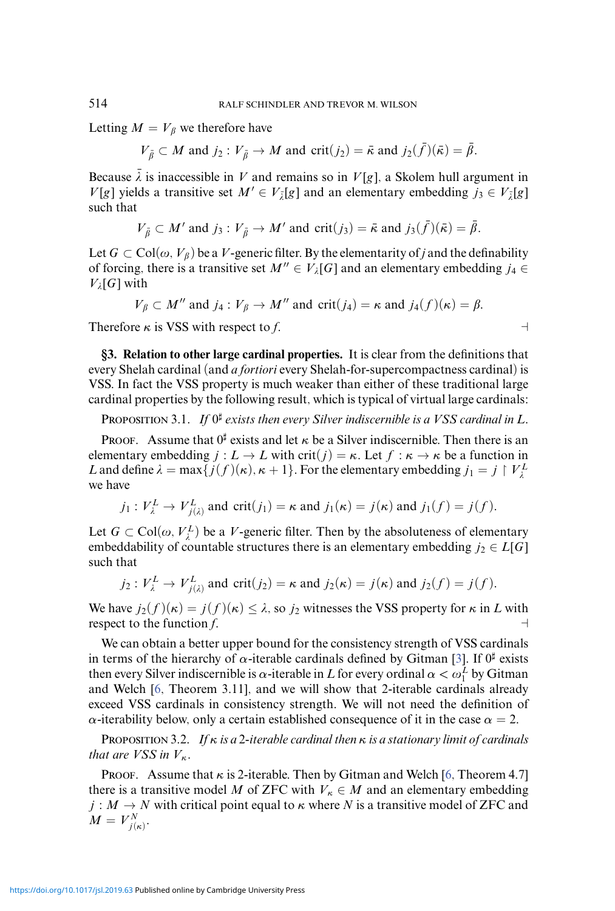Letting $M = V_\beta$ we therefore have

$$V_{\bar{\beta}} \subset M \text{ and } j_2 : V_{\bar{\beta}} \to M \text{ and } \operatorname{crit}(j_2) = \bar{\kappa} \text{ and } j_2(\bar{f})(\bar{\kappa}) = \bar{\beta}.$$

Because $\bar{\lambda}$ is inaccessible in $V$ and remains so in $V[g]$, a Skolem hull argument in $V[g]$ yields a transitive set $M' \in V_{\bar{\lambda}}[g]$ and an elementary embedding $j_3 \in V_{\bar{\lambda}}[g]$ such that

$$V_{\bar{\beta}} \subset M' \text{ and } j_3 : V_{\bar{\beta}} \to M' \text{ and } \operatorname{crit}(j_3) = \bar{\kappa} \text{ and } j_3(\bar{f})(\bar{\kappa}) = \bar{\beta}.$$

Let $G \subset \operatorname{Col}(\omega, V_\beta)$ be a $V$-generic filter. By the elementarity of $j$ and the definability of forcing, there is a transitive set $M'' \in V_\lambda[G]$ and an elementary embedding $j_4 \in V_\lambda[G]$ with

$$V_\beta \subset M'' \text{ and } j_4 : V_\beta \to M'' \text{ and } \operatorname{crit}(j_4) = \kappa \text{ and } j_4(f)(\kappa) = \beta.$$

Therefore $\kappa$ is VSS with respect to $f$. ⊣

**§3. Relation to other large cardinal properties.** It is clear from the definitions that every Shelah cardinal (and *a fortiori* every Shelah-for-supercompactness cardinal) is VSS. In fact the VSS property is much weaker than either of these traditional large cardinal properties by the following result, which is typical of virtual large cardinals:

Proposition 3.1. *If $0^\sharp$ exists then every Silver indiscernible is a VSS cardinal in $L$.*

Proof. Assume that $0^\sharp$ exists and let $\kappa$ be a Silver indiscernible. Then there is an elementary embedding $j : L \to L$ with $\operatorname{crit}(j) = \kappa$. Let $f : \kappa \to \kappa$ be a function in $L$ and define $\lambda = \max\{j(f)(\kappa), \kappa + 1\}$. For the elementary embedding $j_1 = j \restriction V^L_\lambda$ we have

$$j_1 : V^L_\lambda \to V^L_{j(\lambda)} \text{ and } \operatorname{crit}(j_1) = \kappa \text{ and } j_1(\kappa) = j(\kappa) \text{ and } j_1(f) = j(f).$$

Let $G \subset \operatorname{Col}(\omega, V^L_\lambda)$ be a $V$-generic filter. Then by the absoluteness of elementary embeddability of countable structures there is an elementary embedding $j_2 \in L[G]$ such that

$$j_2 : V^L_\lambda \to V^L_{j(\lambda)} \text{ and } \operatorname{crit}(j_2) = \kappa \text{ and } j_2(\kappa) = j(\kappa) \text{ and } j_2(f) = j(f).$$

We have $j_2(f)(\kappa) = j(f)(\kappa) \leq \lambda$, so $j_2$ witnesses the VSS property for $\kappa$ in $L$ with respect to the function $f$. ⊣

We can obtain a better upper bound for the consistency strength of VSS cardinals in terms of the hierarchy of $\alpha$-iterable cardinals defined by Gitman [3]. If $0^\sharp$ exists then every Silver indiscernible is $\alpha$-iterable in $L$ for every ordinal $\alpha < \omega_1^L$ by Gitman and Welch [6, Theorem 3.11], and we will show that 2-iterable cardinals already exceed VSS cardinals in consistency strength. We will not need the definition of $\alpha$-iterability below, only a certain established consequence of it in the case $\alpha = 2$.

Proposition 3.2. *If $\kappa$ is a 2-iterable cardinal then $\kappa$ is a stationary limit of cardinals that are VSS in $V_\kappa$.*

Proof. Assume that $\kappa$ is 2-iterable. Then by Gitman and Welch [6, Theorem 4.7] there is a transitive model $M$ of ZFC with $V_\kappa \in M$ and an elementary embedding $j : M \to N$ with critical point equal to $\kappa$ where $N$ is a transitive model of ZFC and $M = V^N_{j(\kappa)}$.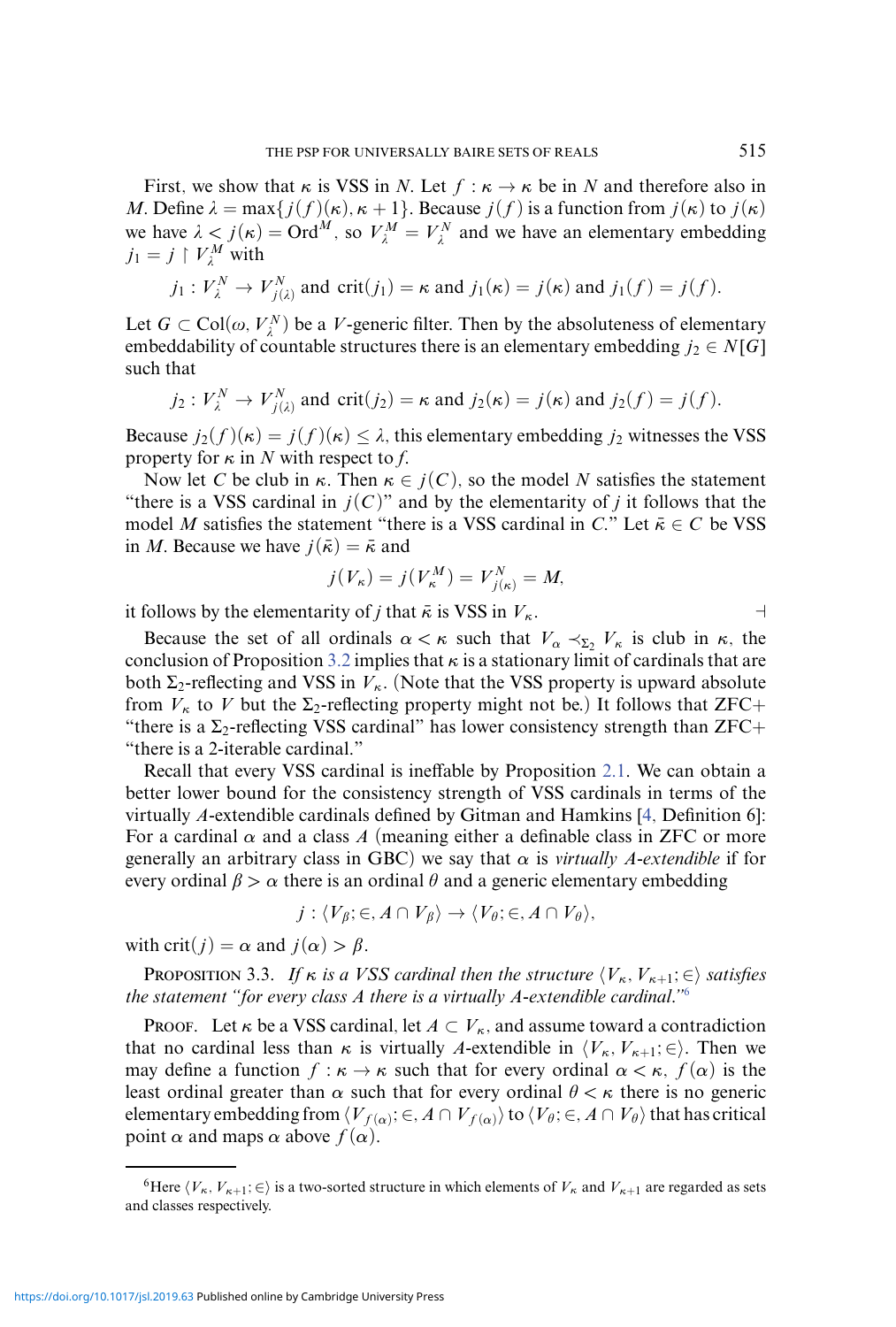First, we show that $\kappa$ is VSS in $N$. Let $f : \kappa \to \kappa$ be in $N$ and therefore also in $M$. Define $\lambda = \max\{j(f)(\kappa), \kappa + 1\}$. Because $j(f)$ is a function from $j(\kappa)$ to $j(\kappa)$ we have $\lambda < j(\kappa) = \mathrm{Ord}^M$, so $V^M_\lambda = V^N_\lambda$ and we have an elementary embedding $j_1 = j \restriction V^M_\lambda$ with

$$j_1 : V^N_\lambda \to V^N_{j(\lambda)} \text{ and } \mathrm{crit}(j_1) = \kappa \text{ and } j_1(\kappa) = j(\kappa) \text{ and } j_1(f) = j(f).$$

Let $G \subset \mathrm{Col}(\omega, V^N_\lambda)$ be a $V$-generic filter. Then by the absoluteness of elementary embeddability of countable structures there is an elementary embedding $j_2 \in N[G]$ such that

$$j_2 : V^N_\lambda \to V^N_{j(\lambda)} \text{ and } \mathrm{crit}(j_2) = \kappa \text{ and } j_2(\kappa) = j(\kappa) \text{ and } j_2(f) = j(f).$$

Because $j_2(f)(\kappa) = j(f)(\kappa) \leq \lambda$, this elementary embedding $j_2$ witnesses the VSS property for $\kappa$ in $N$ with respect to $f$.

Now let $C$ be club in $\kappa$. Then $\kappa \in j(C)$, so the model $N$ satisfies the statement "there is a VSS cardinal in $j(C)$" and by the elementarity of $j$ it follows that the model $M$ satisfies the statement "there is a VSS cardinal in $C$." Let $\bar{\kappa} \in C$ be VSS in $M$. Because we have $j(\bar{\kappa}) = \bar{\kappa}$ and

$$j(V_\kappa) = j(V^M_\kappa) = V^N_{j(\kappa)} = M,$$

it follows by the elementarity of $j$ that $\bar{\kappa}$ is VSS in $V_\kappa$. ⊣

Because the set of all ordinals $\alpha < \kappa$ such that $V_\alpha \prec_{\Sigma_2} V_\kappa$ is club in $\kappa$, the conclusion of Proposition 3.2 implies that $\kappa$ is a stationary limit of cardinals that are both $\Sigma_2$-reflecting and VSS in $V_\kappa$. (Note that the VSS property is upward absolute from $V_\kappa$ to $V$ but the $\Sigma_2$-reflecting property might not be.) It follows that ZFC+ "there is a $\Sigma_2$-reflecting VSS cardinal" has lower consistency strength than ZFC+ "there is a 2-iterable cardinal."

Recall that every VSS cardinal is ineffable by Proposition 2.1. We can obtain a better lower bound for the consistency strength of VSS cardinals in terms of the virtually $A$-extendible cardinals defined by Gitman and Hamkins [4, Definition 6]: For a cardinal $\alpha$ and a class $A$ (meaning either a definable class in ZFC or more generally an arbitrary class in GBC) we say that $\alpha$ is *virtually $A$-extendible* if for every ordinal $\beta > \alpha$ there is an ordinal $\theta$ and a generic elementary embedding

$$j : \langle V_\beta; \in, A \cap V_\beta \rangle \to \langle V_\theta; \in, A \cap V_\theta \rangle,$$

with $\mathrm{crit}(j) = \alpha$ and $j(\alpha) > \beta$.

Proposition 3.3. *If $\kappa$ is a VSS cardinal then the structure $\langle V_\kappa, V_{\kappa+1}; \in \rangle$ satisfies the statement "for every class $A$ there is a virtually $A$-extendible cardinal."*[6]

Proof. Let $\kappa$ be a VSS cardinal, let $A \subset V_\kappa$, and assume toward a contradiction that no cardinal less than $\kappa$ is virtually $A$-extendible in $\langle V_\kappa, V_{\kappa+1}; \in \rangle$. Then we may define a function $f : \kappa \to \kappa$ such that for every ordinal $\alpha < \kappa$, $f(\alpha)$ is the least ordinal greater than $\alpha$ such that for every ordinal $\theta < \kappa$ there is no generic elementary embedding from $\langle V_{f(\alpha)}; \in, A \cap V_{f(\alpha)} \rangle$ to $\langle V_\theta; \in, A \cap V_\theta \rangle$ that has critical point $\alpha$ and maps $\alpha$ above $f(\alpha)$.

[6] Here $\langle V_\kappa, V_{\kappa+1}; \in \rangle$ is a two-sorted structure in which elements of $V_\kappa$ and $V_{\kappa+1}$ are regarded as sets and classes respectively.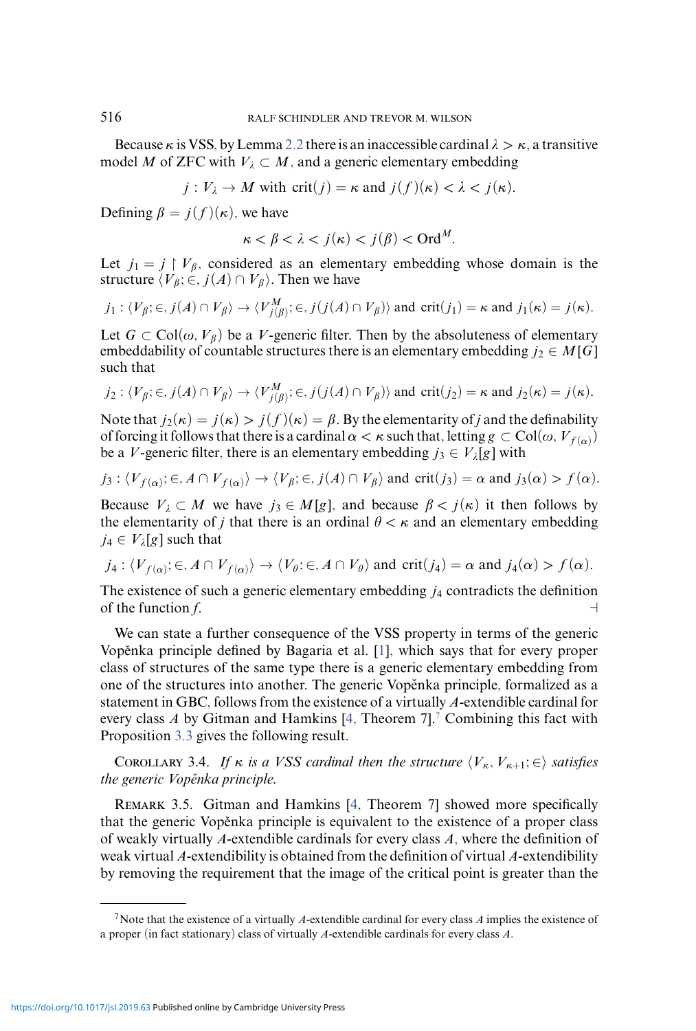Because $\kappa$ is VSS, by Lemma 2.2 there is an inaccessible cardinal $\lambda > \kappa$, a transitive model $M$ of ZFC with $V_\lambda \subset M$, and a generic elementary embedding

$$j : V_\lambda \to M \text{ with } \operatorname{crit}(j) = \kappa \text{ and } j(f)(\kappa) < \lambda < j(\kappa).$$

Defining $\beta = j(f)(\kappa)$, we have

$$\kappa < \beta < \lambda < j(\kappa) < j(\beta) < \operatorname{Ord}^M.$$

Let $j_1 = j \upharpoonright V_\beta$, considered as an elementary embedding whose domain is the structure $\langle V_\beta; \in, j(A) \cap V_\beta \rangle$. Then we have

$$j_1 : \langle V_\beta; \in, j(A) \cap V_\beta \rangle \to \langle V^M_{j(\beta)}; \in, j(j(A) \cap V_\beta) \rangle \text{ and } \operatorname{crit}(j_1) = \kappa \text{ and } j_1(\kappa) = j(\kappa).$$

Let $G \subset \operatorname{Col}(\omega, V_\beta)$ be a $V$-generic filter. Then by the absoluteness of elementary embeddability of countable structures there is an elementary embedding $j_2 \in M[G]$ such that

$$j_2 : \langle V_\beta; \in, j(A) \cap V_\beta \rangle \to \langle V^M_{j(\beta)}; \in, j(j(A) \cap V_\beta) \rangle \text{ and } \operatorname{crit}(j_2) = \kappa \text{ and } j_2(\kappa) = j(\kappa).$$

Note that $j_2(\kappa) = j(\kappa) > j(f)(\kappa) = \beta$. By the elementarity of $j$ and the definability of forcing it follows that there is a cardinal $\alpha < \kappa$ such that, letting $g \subset \operatorname{Col}(\omega, V_{f(\alpha)})$ be a $V$-generic filter, there is an elementary embedding $j_3 \in V_\lambda[g]$ with

$$j_3 : \langle V_{f(\alpha)}; \in, A \cap V_{f(\alpha)} \rangle \to \langle V_\beta; \in, j(A) \cap V_\beta \rangle \text{ and } \operatorname{crit}(j_3) = \alpha \text{ and } j_3(\alpha) > f(\alpha).$$

Because $V_\lambda \subset M$ we have $j_3 \in M[g]$, and because $\beta < j(\kappa)$ it then follows by the elementarity of $j$ that there is an ordinal $\theta < \kappa$ and an elementary embedding $j_4 \in V_\lambda[g]$ such that

$$j_4 : \langle V_{f(\alpha)}; \in, A \cap V_{f(\alpha)} \rangle \to \langle V_\theta; \in, A \cap V_\theta \rangle \text{ and } \operatorname{crit}(j_4) = \alpha \text{ and } j_4(\alpha) > f(\alpha).$$

The existence of such a generic elementary embedding $j_4$ contradicts the definition of the function $f$. ⊣

We can state a further consequence of the VSS property in terms of the generic Vopěnka principle defined by Bagaria et al. [1], which says that for every proper class of structures of the same type there is a generic elementary embedding from one of the structures into another. The generic Vopěnka principle, formalized as a statement in GBC, follows from the existence of a virtually $A$-extendible cardinal for every class $A$ by Gitman and Hamkins [4, Theorem 7].[7] Combining this fact with Proposition 3.3 gives the following result.

Corollary 3.4. *If $\kappa$ is a VSS cardinal then the structure $\langle V_\kappa, V_{\kappa+1}; \in \rangle$ satisfies the generic Vopěnka principle.*

Remark 3.5. Gitman and Hamkins [4, Theorem 7] showed more specifically that the generic Vopěnka principle is equivalent to the existence of a proper class of weakly virtually $A$-extendible cardinals for every class $A$, where the definition of weak virtual $A$-extendibility is obtained from the definition of virtual $A$-extendibility by removing the requirement that the image of the critical point is greater than the

[7] Note that the existence of a virtually $A$-extendible cardinal for every class $A$ implies the existence of a proper (in fact stationary) class of virtually $A$-extendible cardinals for every class $A$.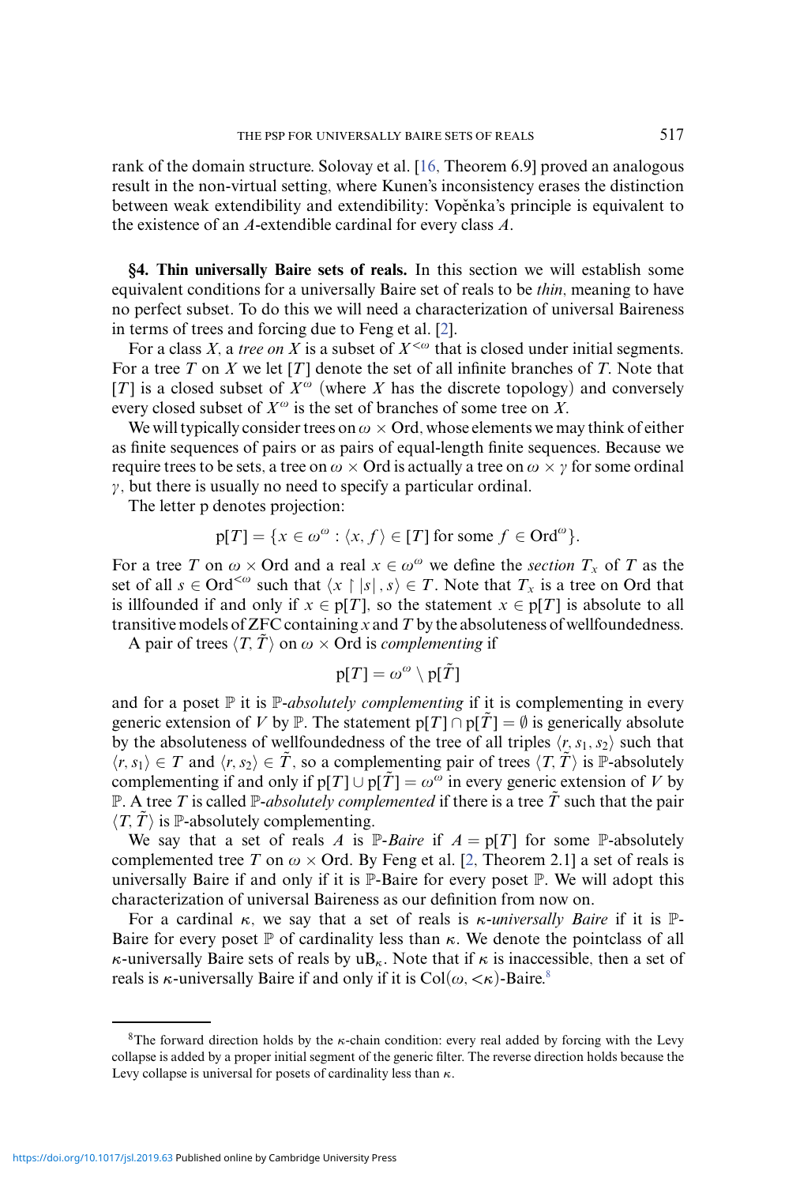rank of the domain structure. Solovay et al. [16, Theorem 6.9] proved an analogous result in the non-virtual setting, where Kunen's inconsistency erases the distinction between weak extendibility and extendibility: Vopěnka's principle is equivalent to the existence of an $A$-extendible cardinal for every class $A$.

## §4. Thin universally Baire sets of reals.

In this section we will establish some equivalent conditions for a universally Baire set of reals to be *thin*, meaning to have no perfect subset. To do this we will need a characterization of universal Baireness in terms of trees and forcing due to Feng et al. [2].

For a class $X$, a *tree on* $X$ is a subset of $X^{<\omega}$ that is closed under initial segments. For a tree $T$ on $X$ we let $[T]$ denote the set of all infinite branches of $T$. Note that $[T]$ is a closed subset of $X^\omega$ (where $X$ has the discrete topology) and conversely every closed subset of $X^\omega$ is the set of branches of some tree on $X$.

We will typically consider trees on $\omega \times \mathrm{Ord}$, whose elements we may think of either as finite sequences of pairs or as pairs of equal-length finite sequences. Because we require trees to be sets, a tree on $\omega \times \mathrm{Ord}$ is actually a tree on $\omega \times \gamma$ for some ordinal $\gamma$, but there is usually no need to specify a particular ordinal.

The letter p denotes projection:

$$\mathrm{p}[T] = \{x \in \omega^\omega : \langle x, f\rangle \in [T] \text{ for some } f \in \mathrm{Ord}^\omega\}.$$

For a tree $T$ on $\omega \times \mathrm{Ord}$ and a real $x \in \omega^\omega$ we define the *section* $T_x$ of $T$ as the set of all $s \in \mathrm{Ord}^{<\omega}$ such that $\langle x \restriction |s|, s\rangle \in T$. Note that $T_x$ is a tree on Ord that is illfounded if and only if $x \in \mathrm{p}[T]$, so the statement $x \in \mathrm{p}[T]$ is absolute to all transitive models of ZFC containing $x$ and $T$ by the absoluteness of wellfoundedness.

A pair of trees $\langle T, \tilde{T}\rangle$ on $\omega \times \mathrm{Ord}$ is *complementing* if

$$\mathrm{p}[T] = \omega^\omega \setminus \mathrm{p}[\tilde{T}]$$

and for a poset $\mathbb{P}$ it is $\mathbb{P}$-*absolutely complementing* if it is complementing in every generic extension of $V$ by $\mathbb{P}$. The statement $\mathrm{p}[T] \cap \mathrm{p}[\tilde{T}] = \emptyset$ is generically absolute by the absoluteness of wellfoundedness of the tree of all triples $\langle r, s_1, s_2\rangle$ such that $\langle r, s_1\rangle \in T$ and $\langle r, s_2\rangle \in \tilde{T}$, so a complementing pair of trees $\langle T, \tilde{T}\rangle$ is $\mathbb{P}$-absolutely complementing if and only if $\mathrm{p}[T] \cup \mathrm{p}[\tilde{T}] = \omega^\omega$ in every generic extension of $V$ by $\mathbb{P}$. A tree $T$ is called $\mathbb{P}$-*absolutely complemented* if there is a tree $\tilde{T}$ such that the pair $\langle T, \tilde{T}\rangle$ is $\mathbb{P}$-absolutely complementing.

We say that a set of reals $A$ is $\mathbb{P}$-*Baire* if $A = \mathrm{p}[T]$ for some $\mathbb{P}$-absolutely complemented tree $T$ on $\omega \times \mathrm{Ord}$. By Feng et al. [2, Theorem 2.1] a set of reals is universally Baire if and only if it is $\mathbb{P}$-Baire for every poset $\mathbb{P}$. We will adopt this characterization of universal Baireness as our definition from now on.

For a cardinal $\kappa$, we say that a set of reals is $\kappa$-*universally Baire* if it is $\mathbb{P}$-Baire for every poset $\mathbb{P}$ of cardinality less than $\kappa$. We denote the pointclass of all $\kappa$-universally Baire sets of reals by $\mathrm{uB}_\kappa$. Note that if $\kappa$ is inaccessible, then a set of reals is $\kappa$-universally Baire if and only if it is $\mathrm{Col}(\omega, {<}\kappa)$-Baire.[8]

[8] The forward direction holds by the $\kappa$-chain condition: every real added by forcing with the Levy collapse is added by a proper initial segment of the generic filter. The reverse direction holds because the Levy collapse is universal for posets of cardinality less than $\kappa$.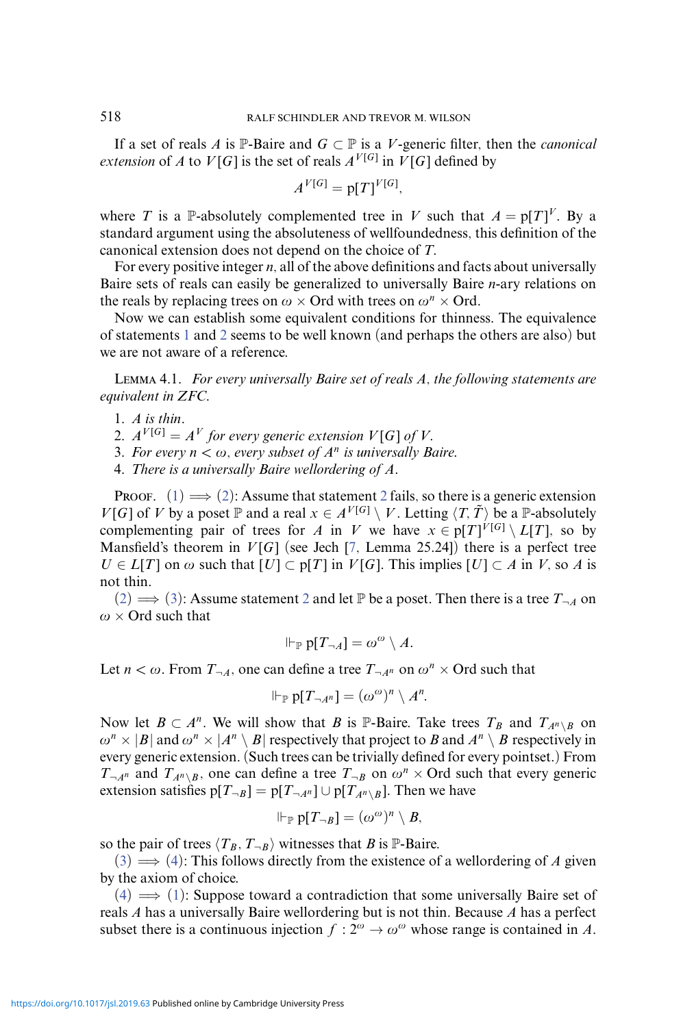If a set of reals $A$ is $\mathbb{P}$-Baire and $G \subset \mathbb{P}$ is a $V$-generic filter, then the *canonical extension* of $A$ to $V[G]$ is the set of reals $A^{V[G]}$ in $V[G]$ defined by

$$A^{V[G]} = \mathrm{p}[T]^{V[G]},$$

where $T$ is a $\mathbb{P}$-absolutely complemented tree in $V$ such that $A = \mathrm{p}[T]^V$. By a standard argument using the absoluteness of wellfoundedness, this definition of the canonical extension does not depend on the choice of $T$.

For every positive integer $n$, all of the above definitions and facts about universally Baire sets of reals can easily be generalized to universally Baire $n$-ary relations on the reals by replacing trees on $\omega \times \mathrm{Ord}$ with trees on $\omega^n \times \mathrm{Ord}$.

Now we can establish some equivalent conditions for thinness. The equivalence of statements 1 and 2 seems to be well known (and perhaps the others are also) but we are not aware of a reference.

Lemma 4.1. *For every universally Baire set of reals $A$, the following statements are equivalent in ZFC.*

1. *$A$ is thin.*
2. *$A^{V[G]} = A^V$ for every generic extension $V[G]$ of $V$.*
3. *For every $n < \omega$, every subset of $A^n$ is universally Baire.*
4. *There is a universally Baire wellordering of $A$.*

Proof. (1) $\implies$ (2): Assume that statement 2 fails, so there is a generic extension $V[G]$ of $V$ by a poset $\mathbb{P}$ and a real $x \in A^{V[G]} \setminus V$. Letting $\langle T, \tilde{T}\rangle$ be a $\mathbb{P}$-absolutely complementing pair of trees for $A$ in $V$ we have $x \in \mathrm{p}[T]^{V[G]} \setminus L[T]$, so by Mansfield's theorem in $V[G]$ (see Jech [7, Lemma 25.24]) there is a perfect tree $U \in L[T]$ on $\omega$ such that $[U] \subset \mathrm{p}[T]$ in $V[G]$. This implies $[U] \subset A$ in $V$, so $A$ is not thin.

(2) $\implies$ (3): Assume statement 2 and let $\mathbb{P}$ be a poset. Then there is a tree $T_{\neg A}$ on $\omega \times \mathrm{Ord}$ such that

$$\Vdash_{\mathbb{P}} \mathrm{p}[T_{\neg A}] = \omega^\omega \setminus A.$$

Let $n < \omega$. From $T_{\neg A}$, one can define a tree $T_{\neg A^n}$ on $\omega^n \times \mathrm{Ord}$ such that

$$\Vdash_{\mathbb{P}} \mathrm{p}[T_{\neg A^n}] = (\omega^\omega)^n \setminus A^n.$$

Now let $B \subset A^n$. We will show that $B$ is $\mathbb{P}$-Baire. Take trees $T_B$ and $T_{A^n \setminus B}$ on $\omega^n \times |B|$ and $\omega^n \times |A^n \setminus B|$ respectively that project to $B$ and $A^n \setminus B$ respectively in every generic extension. (Such trees can be trivially defined for every pointset.) From $T_{\neg A^n}$ and $T_{A^n \setminus B}$, one can define a tree $T_{\neg B}$ on $\omega^n \times \mathrm{Ord}$ such that every generic extension satisfies $\mathrm{p}[T_{\neg B}] = \mathrm{p}[T_{\neg A^n}] \cup \mathrm{p}[T_{A^n \setminus B}]$. Then we have

$$\Vdash_{\mathbb{P}} \mathrm{p}[T_{\neg B}] = (\omega^\omega)^n \setminus B,$$

so the pair of trees $\langle T_B, T_{\neg B}\rangle$ witnesses that $B$ is $\mathbb{P}$-Baire.

(3) $\implies$ (4): This follows directly from the existence of a wellordering of $A$ given by the axiom of choice.

(4) $\implies$ (1): Suppose toward a contradiction that some universally Baire set of reals $A$ has a universally Baire wellordering but is not thin. Because $A$ has a perfect subset there is a continuous injection $f : 2^\omega \to \omega^\omega$ whose range is contained in $A$.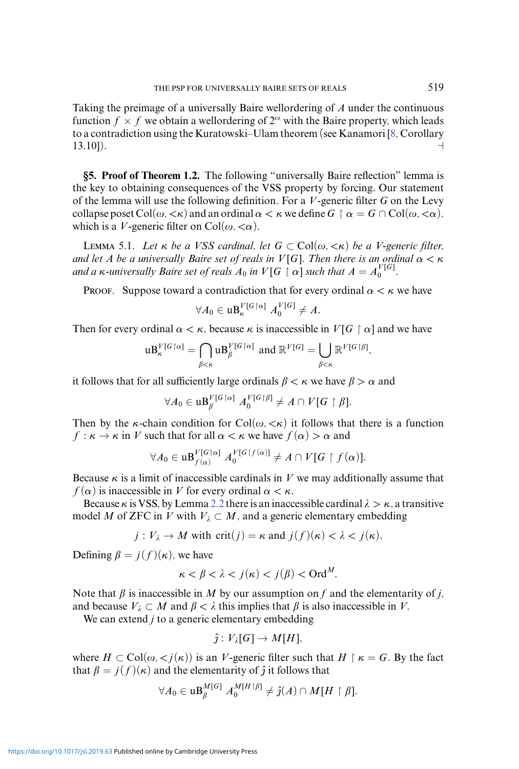Taking the preimage of a universally Baire wellordering of $A$ under the continuous function $f \times f$ we obtain a wellordering of $2^\omega$ with the Baire property, which leads to a contradiction using the Kuratowski–Ulam theorem (see Kanamori [8, Corollary 13.10]). ⊣

**§5. Proof of Theorem 1.2.** The following "universally Baire reflection" lemma is the key to obtaining consequences of the VSS property by forcing. Our statement of the lemma will use the following definition. For a $V$-generic filter $G$ on the Levy collapse poset $\mathrm{Col}(\omega, {<}\kappa)$ and an ordinal $\alpha < \kappa$ we define $G \restriction \alpha = G \cap \mathrm{Col}(\omega, {<}\alpha)$, which is a $V$-generic filter on $\mathrm{Col}(\omega, {<}\alpha)$.

Lemma 5.1. *Let $\kappa$ be a VSS cardinal, let $G \subset \mathrm{Col}(\omega, {<}\kappa)$ be a $V$-generic filter, and let $A$ be a universally Baire set of reals in $V[G]$. Then there is an ordinal $\alpha < \kappa$ and a $\kappa$-universally Baire set of reals $A_0$ in $V[G \restriction \alpha]$ such that $A = A_0^{V[G]}$.*

Proof. Suppose toward a contradiction that for every ordinal $\alpha < \kappa$ we have

$$\forall A_0 \in \mathrm{uB}_\kappa^{V[G\restriction\alpha]}\ A_0^{V[G]} \neq A.$$

Then for every ordinal $\alpha < \kappa$, because $\kappa$ is inaccessible in $V[G \restriction \alpha]$ and we have

$$\mathrm{uB}_\kappa^{V[G\restriction\alpha]} = \bigcap_{\beta<\kappa} \mathrm{uB}_\beta^{V[G\restriction\alpha]} \text{ and } \mathbb{R}^{V[G]} = \bigcup_{\beta<\kappa} \mathbb{R}^{V[G\restriction\beta]},$$

it follows that for all sufficiently large ordinals $\beta < \kappa$ we have $\beta > \alpha$ and

$$\forall A_0 \in \mathrm{uB}_\beta^{V[G\restriction\alpha]}\ A_0^{V[G\restriction\beta]} \neq A \cap V[G \restriction \beta].$$

Then by the $\kappa$-chain condition for $\mathrm{Col}(\omega, {<}\kappa)$ it follows that there is a function $f : \kappa \to \kappa$ in $V$ such that for all $\alpha < \kappa$ we have $f(\alpha) > \alpha$ and

$$\forall A_0 \in \mathrm{uB}_{f(\alpha)}^{V[G\restriction\alpha]}\ A_0^{V[G\restriction f(\alpha)]} \neq A \cap V[G \restriction f(\alpha)].$$

Because $\kappa$ is a limit of inaccessible cardinals in $V$ we may additionally assume that $f(\alpha)$ is inaccessible in $V$ for every ordinal $\alpha < \kappa$.

Because $\kappa$ is VSS, by Lemma 2.2 there is an inaccessible cardinal $\lambda > \kappa$, a transitive model $M$ of ZFC in $V$ with $V_\lambda \subset M$, and a generic elementary embedding

$$j : V_\lambda \to M \text{ with } \mathrm{crit}(j) = \kappa \text{ and } j(f)(\kappa) < \lambda < j(\kappa).$$

Defining $\beta = j(f)(\kappa)$, we have

$$\kappa < \beta < \lambda < j(\kappa) < j(\beta) < \mathrm{Ord}^M.$$

Note that $\beta$ is inaccessible in $M$ by our assumption on $f$ and the elementarity of $j$, and because $V_\lambda \subset M$ and $\beta < \lambda$ this implies that $\beta$ is also inaccessible in $V$.

We can extend $j$ to a generic elementary embedding

$$\hat{\jmath} : V_\lambda[G] \to M[H],$$

where $H \subset \mathrm{Col}(\omega, {<}j(\kappa))$ is an $V$-generic filter such that $H \restriction \kappa = G$. By the fact that $\beta = j(f)(\kappa)$ and the elementarity of $\hat{\jmath}$ it follows that

$$\forall A_0 \in \mathrm{uB}_\beta^{M[G]}\ A_0^{M[H\restriction\beta]} \neq \hat{\jmath}(A) \cap M[H \restriction \beta].$$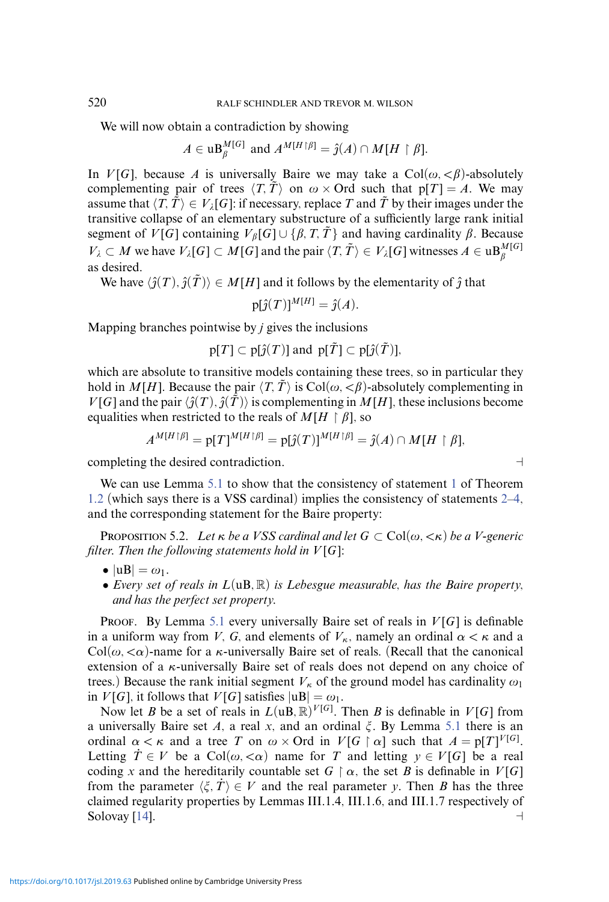We will now obtain a contradiction by showing

$$A \in \mathrm{uB}_\beta^{M[G]} \text{ and } A^{M[H\restriction\beta]} = \hat{\jmath}(A) \cap M[H \restriction \beta].$$

In $V[G]$, because $A$ is universally Baire we may take a $\mathrm{Col}(\omega, {<}\beta)$-absolutely complementing pair of trees $\langle T, \tilde{T}\rangle$ on $\omega \times \mathrm{Ord}$ such that $\mathrm{p}[T] = A$. We may assume that $\langle T, \tilde{T}\rangle \in V_\lambda[G]$: if necessary, replace $T$ and $\tilde{T}$ by their images under the transitive collapse of an elementary substructure of a sufficiently large rank initial segment of $V[G]$ containing $V_\beta[G] \cup \{\beta, T, \tilde{T}\}$ and having cardinality $\beta$. Because $V_\lambda \subset M$ we have $V_\lambda[G] \subset M[G]$ and the pair $\langle T, \tilde{T}\rangle \in V_\lambda[G]$ witnesses $A \in \mathrm{uB}_\beta^{M[G]}$ as desired.

We have $\langle \hat{\jmath}(T), \hat{\jmath}(\tilde{T})\rangle \in M[H]$ and it follows by the elementarity of $\hat{\jmath}$ that

$$\mathrm{p}[\hat{\jmath}(T)]^{M[H]} = \hat{\jmath}(A).$$

Mapping branches pointwise by $j$ gives the inclusions

$$\mathrm{p}[T] \subset \mathrm{p}[\hat{\jmath}(T)] \text{ and } \mathrm{p}[\tilde{T}] \subset \mathrm{p}[\hat{\jmath}(\tilde{T})],$$

which are absolute to transitive models containing these trees, so in particular they hold in $M[H]$. Because the pair $\langle T, \tilde{T}\rangle$ is $\mathrm{Col}(\omega, {<}\beta)$-absolutely complementing in $V[G]$ and the pair $\langle \hat{\jmath}(T), \hat{\jmath}(\tilde{T})\rangle$ is complementing in $M[H]$, these inclusions become equalities when restricted to the reals of $M[H \restriction \beta]$, so

$$A^{M[H\restriction\beta]} = \mathrm{p}[T]^{M[H\restriction\beta]} = \mathrm{p}[\hat{\jmath}(T)]^{M[H\restriction\beta]} = \hat{\jmath}(A) \cap M[H \restriction \beta],$$

completing the desired contradiction. ⊣

We can use Lemma 5.1 to show that the consistency of statement 1 of Theorem 1.2 (which says there is a VSS cardinal) implies the consistency of statements 2–4, and the corresponding statement for the Baire property:

Proposition 5.2. *Let $\kappa$ be a VSS cardinal and let $G \subset \mathrm{Col}(\omega, {<}\kappa)$ be a $V$-generic filter. Then the following statements hold in $V[G]$:*

- $|\mathrm{uB}| = \omega_1$.
- *Every set of reals in $L(\mathrm{uB}, \mathbb{R})$ is Lebesgue measurable, has the Baire property, and has the perfect set property.*

Proof. By Lemma 5.1 every universally Baire set of reals in $V[G]$ is definable in a uniform way from $V$, $G$, and elements of $V_\kappa$, namely an ordinal $\alpha < \kappa$ and a $\mathrm{Col}(\omega, {<}\alpha)$-name for a $\kappa$-universally Baire set of reals. (Recall that the canonical extension of a $\kappa$-universally Baire set of reals does not depend on any choice of trees.) Because the rank initial segment $V_\kappa$ of the ground model has cardinality $\omega_1$ in $V[G]$, it follows that $V[G]$ satisfies $|\mathrm{uB}| = \omega_1$.

Now let $B$ be a set of reals in $L(\mathrm{uB}, \mathbb{R})^{V[G]}$. Then $B$ is definable in $V[G]$ from a universally Baire set $A$, a real $x$, and an ordinal $\xi$. By Lemma 5.1 there is an ordinal $\alpha < \kappa$ and a tree $T$ on $\omega \times \mathrm{Ord}$ in $V[G \restriction \alpha]$ such that $A = \mathrm{p}[T]^{V[G]}$. Letting $\dot{T} \in V$ be a $\mathrm{Col}(\omega, {<}\alpha)$ name for $T$ and letting $y \in V[G]$ be a real coding $x$ and the hereditarily countable set $G \restriction \alpha$, the set $B$ is definable in $V[G]$ from the parameter $\langle \xi, \dot{T}\rangle \in V$ and the real parameter $y$. Then $B$ has the three claimed regularity properties by Lemmas III.1.4, III.1.6, and III.1.7 respectively of Solovay [14]. ⊣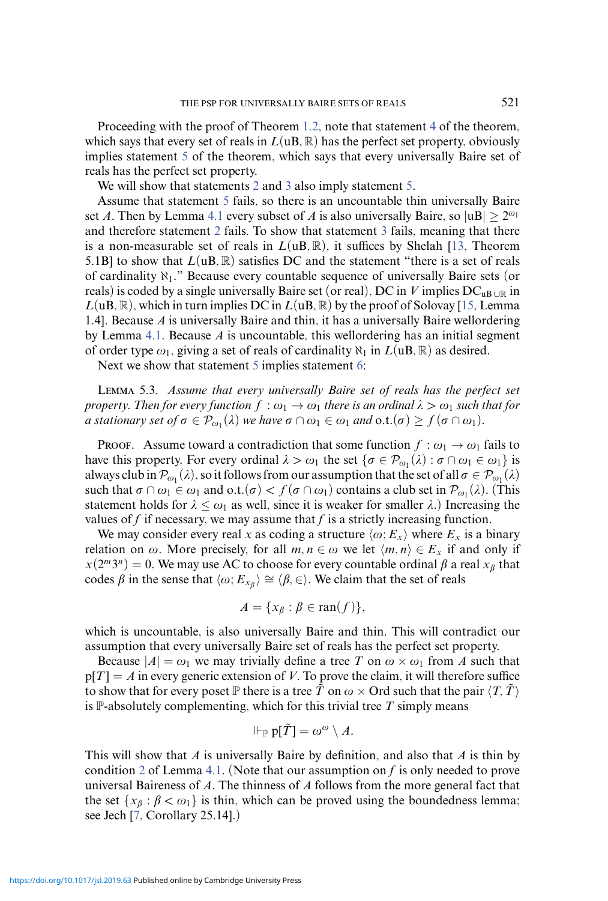Proceeding with the proof of Theorem 1.2, note that statement 4 of the theorem, which says that every set of reals in $L(\mathrm{uB}, \mathbb{R})$ has the perfect set property, obviously implies statement 5 of the theorem, which says that every universally Baire set of reals has the perfect set property.

We will show that statements 2 and 3 also imply statement 5.

Assume that statement 5 fails, so there is an uncountable thin universally Baire set $A$. Then by Lemma 4.1 every subset of $A$ is also universally Baire, so $|\mathrm{uB}| \geq 2^{\omega_1}$ and therefore statement 2 fails. To show that statement 3 fails, meaning that there is a non-measurable set of reals in $L(\mathrm{uB}, \mathbb{R})$, it suffices by Shelah [13, Theorem 5.1B] to show that $L(\mathrm{uB}, \mathbb{R})$ satisfies DC and the statement "there is a set of reals of cardinality $\aleph_1$." Because every countable sequence of universally Baire sets (or reals) is coded by a single universally Baire set (or real), DC in $V$ implies $\mathrm{DC}_{\mathrm{uB} \cup \mathbb{R}}$ in $L(\mathrm{uB}, \mathbb{R})$, which in turn implies DC in $L(\mathrm{uB}, \mathbb{R})$ by the proof of Solovay [15, Lemma 1.4]. Because $A$ is universally Baire and thin, it has a universally Baire wellordering by Lemma 4.1. Because $A$ is uncountable, this wellordering has an initial segment of order type $\omega_1$, giving a set of reals of cardinality $\aleph_1$ in $L(\mathrm{uB}, \mathbb{R})$ as desired.

Next we show that statement 5 implies statement 6:

Lemma 5.3. *Assume that every universally Baire set of reals has the perfect set property. Then for every function $f : \omega_1 \to \omega_1$ there is an ordinal $\lambda > \omega_1$ such that for a stationary set of $\sigma \in \mathcal{P}_{\omega_1}(\lambda)$ we have $\sigma \cap \omega_1 \in \omega_1$ and $\mathrm{o.t.}(\sigma) \geq f(\sigma \cap \omega_1)$.*

Proof. Assume toward a contradiction that some function $f : \omega_1 \to \omega_1$ fails to have this property. For every ordinal $\lambda > \omega_1$ the set $\{\sigma \in \mathcal{P}_{\omega_1}(\lambda) : \sigma \cap \omega_1 \in \omega_1\}$ is always club in $\mathcal{P}_{\omega_1}(\lambda)$, so it follows from our assumption that the set of all $\sigma \in \mathcal{P}_{\omega_1}(\lambda)$ such that $\sigma \cap \omega_1 \in \omega_1$ and $\mathrm{o.t.}(\sigma) < f(\sigma \cap \omega_1)$ contains a club set in $\mathcal{P}_{\omega_1}(\lambda)$. (This statement holds for $\lambda \leq \omega_1$ as well, since it is weaker for smaller $\lambda$.) Increasing the values of $f$ if necessary, we may assume that $f$ is a strictly increasing function.

We may consider every real $x$ as coding a structure $\langle \omega; E_x \rangle$ where $E_x$ is a binary relation on $\omega$. More precisely, for all $m, n \in \omega$ we let $\langle m, n \rangle \in E_x$ if and only if $x(2^m 3^n) = 0$. We may use AC to choose for every countable ordinal $\beta$ a real $x_\beta$ that codes $\beta$ in the sense that $\langle \omega; E_{x_\beta} \rangle \cong \langle \beta, \in \rangle$. We claim that the set of reals

$$A = \{x_\beta : \beta \in \mathrm{ran}(f)\},$$

which is uncountable, is also universally Baire and thin. This will contradict our assumption that every universally Baire set of reals has the perfect set property.

Because $|A| = \omega_1$ we may trivially define a tree $T$ on $\omega \times \omega_1$ from $A$ such that $\mathrm{p}[T] = A$ in every generic extension of $V$. To prove the claim, it will therefore suffice to show that for every poset $\mathbb{P}$ there is a tree $\tilde{T}$ on $\omega \times \mathrm{Ord}$ such that the pair $\langle T, \tilde{T} \rangle$ is $\mathbb{P}$-absolutely complementing, which for this trivial tree $T$ simply means

$$\Vdash_{\mathbb{P}} \mathrm{p}[\tilde{T}] = \omega^\omega \setminus A.$$

This will show that $A$ is universally Baire by definition, and also that $A$ is thin by condition 2 of Lemma 4.1. (Note that our assumption on $f$ is only needed to prove universal Baireness of $A$. The thinness of $A$ follows from the more general fact that the set $\{x_\beta : \beta < \omega_1\}$ is thin, which can be proved using the boundedness lemma; see Jech [7, Corollary 25.14].)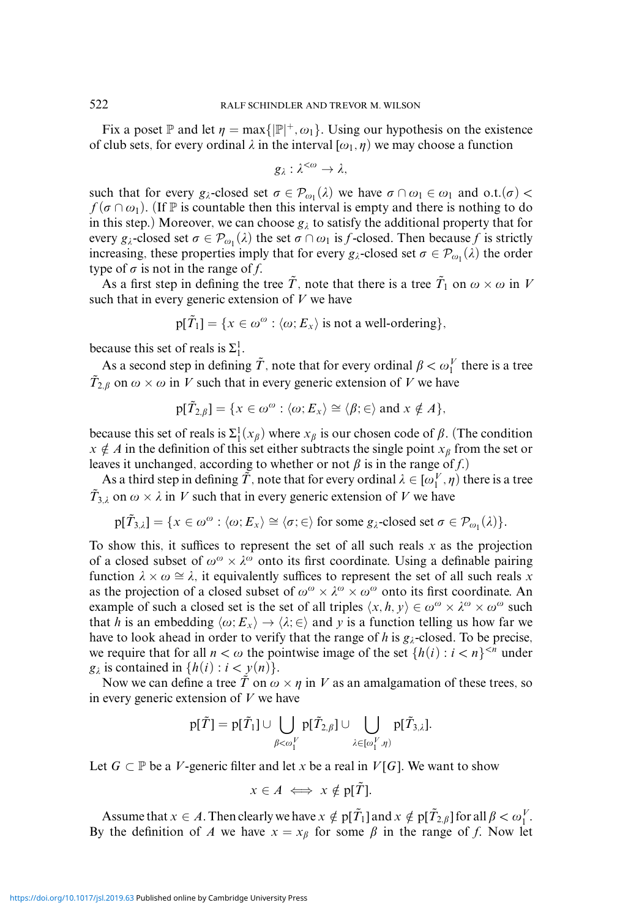Fix a poset $\mathbb{P}$ and let $\eta = \max\{|\mathbb{P}|^+, \omega_1\}$. Using our hypothesis on the existence of club sets, for every ordinal $\lambda$ in the interval $[\omega_1, \eta)$ we may choose a function

$$g_\lambda : \lambda^{<\omega} \to \lambda,$$

such that for every $g_\lambda$-closed set $\sigma \in \mathcal{P}_{\omega_1}(\lambda)$ we have $\sigma \cap \omega_1 \in \omega_1$ and $\text{o.t.}(\sigma) < f(\sigma \cap \omega_1)$. (If $\mathbb{P}$ is countable then this interval is empty and there is nothing to do in this step.) Moreover, we can choose $g_\lambda$ to satisfy the additional property that for every $g_\lambda$-closed set $\sigma \in \mathcal{P}_{\omega_1}(\lambda)$ the set $\sigma \cap \omega_1$ is $f$-closed. Then because $f$ is strictly increasing, these properties imply that for every $g_\lambda$-closed set $\sigma \in \mathcal{P}_{\omega_1}(\lambda)$ the order type of $\sigma$ is not in the range of $f$.

As a first step in defining the tree $\tilde{T}$, note that there is a tree $\tilde{T}_1$ on $\omega \times \omega$ in $V$ such that in every generic extension of $V$ we have

$$\text{p}[\tilde{T}_1] = \{x \in \omega^\omega : \langle \omega; E_x \rangle \text{ is not a well-ordering}\},$$

because this set of reals is $\Sigma^1_1$.

As a second step in defining $\tilde{T}$, note that for every ordinal $\beta < \omega_1^V$ there is a tree $\tilde{T}_{2,\beta}$ on $\omega \times \omega$ in $V$ such that in every generic extension of $V$ we have

$$\text{p}[\tilde{T}_{2,\beta}] = \{x \in \omega^\omega : \langle \omega; E_x \rangle \cong \langle \beta; \in \rangle \text{ and } x \notin A\},$$

because this set of reals is $\Sigma^1_1(x_\beta)$ where $x_\beta$ is our chosen code of $\beta$. (The condition $x \notin A$ in the definition of this set either subtracts the single point $x_\beta$ from the set or leaves it unchanged, according to whether or not $\beta$ is in the range of $f$.)

As a third step in defining $\tilde{T}$, note that for every ordinal $\lambda \in [\omega_1^V, \eta)$ there is a tree $\tilde{T}_{3,\lambda}$ on $\omega \times \lambda$ in $V$ such that in every generic extension of $V$ we have

$$\text{p}[\tilde{T}_{3,\lambda}] = \{x \in \omega^\omega : \langle \omega; E_x \rangle \cong \langle \sigma; \in \rangle \text{ for some } g_\lambda\text{-closed set } \sigma \in \mathcal{P}_{\omega_1}(\lambda)\}.$$

To show this, it suffices to represent the set of all such reals $x$ as the projection of a closed subset of $\omega^\omega \times \lambda^\omega$ onto its first coordinate. Using a definable pairing function $\lambda \times \omega \cong \lambda$, it equivalently suffices to represent the set of all such reals $x$ as the projection of a closed subset of $\omega^\omega \times \lambda^\omega \times \omega^\omega$ onto its first coordinate. An example of such a closed set is the set of all triples $\langle x, h, y \rangle \in \omega^\omega \times \lambda^\omega \times \omega^\omega$ such that $h$ is an embedding $\langle \omega; E_x \rangle \to \langle \lambda; \in \rangle$ and $y$ is a function telling us how far we have to look ahead in order to verify that the range of $h$ is $g_\lambda$-closed. To be precise, we require that for all $n < \omega$ the pointwise image of the set $\{h(i) : i < n\}^{<n}$ under $g_\lambda$ is contained in $\{h(i) : i < y(n)\}$.

Now we can define a tree $\tilde{T}$ on $\omega \times \eta$ in $V$ as an amalgamation of these trees, so in every generic extension of $V$ we have

$$\text{p}[\tilde{T}] = \text{p}[\tilde{T}_1] \cup \bigcup_{\beta < \omega_1^V} \text{p}[\tilde{T}_{2,\beta}] \cup \bigcup_{\lambda \in [\omega_1^V, \eta)} \text{p}[\tilde{T}_{3,\lambda}].$$

Let $G \subset \mathbb{P}$ be a $V$-generic filter and let $x$ be a real in $V[G]$. We want to show

$$x \in A \iff x \notin \text{p}[\tilde{T}].$$

Assume that $x \in A$. Then clearly we have $x \notin \text{p}[\tilde{T}_1]$ and $x \notin \text{p}[\tilde{T}_{2,\beta}]$ for all $\beta < \omega_1^V$. By the definition of $A$ we have $x = x_\beta$ for some $\beta$ in the range of $f$. Now let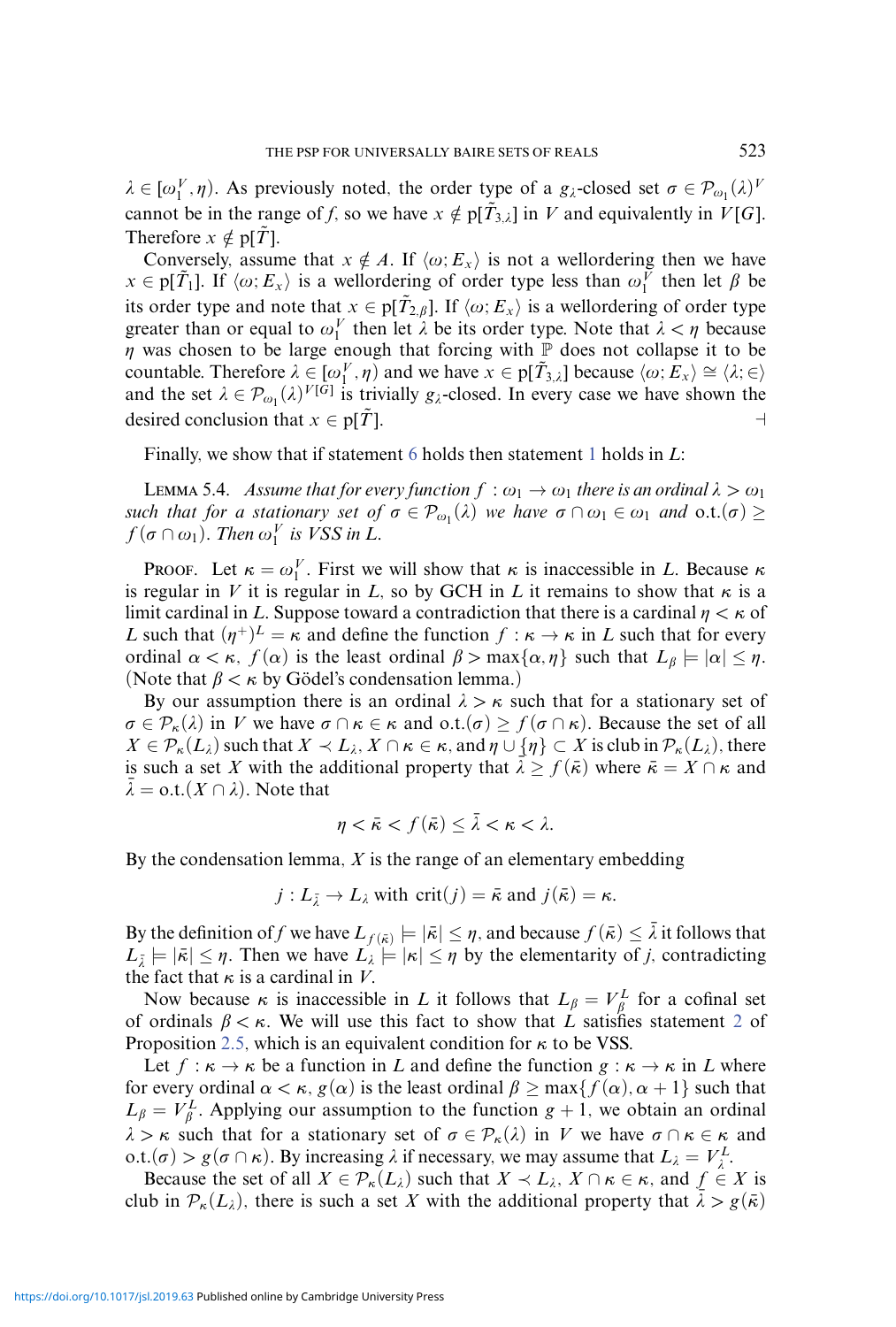$\lambda \in [\omega_1^V, \eta)$. As previously noted, the order type of a $g_\lambda$-closed set $\sigma \in \mathcal{P}_{\omega_1}(\lambda)^V$ cannot be in the range of $f$, so we have $x \notin \mathrm{p}[\tilde{T}_{3,\lambda}]$ in $V$ and equivalently in $V[G]$. Therefore $x \notin \mathrm{p}[\tilde{T}]$.

Conversely, assume that $x \notin A$. If $\langle \omega; E_x \rangle$ is not a wellordering then we have $x \in \mathrm{p}[\tilde{T}_1]$. If $\langle \omega; E_x \rangle$ is a wellordering of order type less than $\omega_1^V$ then let $\beta$ be its order type and note that $x \in \mathrm{p}[\tilde{T}_{2,\beta}]$. If $\langle \omega; E_x \rangle$ is a wellordering of order type greater than or equal to $\omega_1^V$ then let $\lambda$ be its order type. Note that $\lambda < \eta$ because $\eta$ was chosen to be large enough that forcing with $\mathbb{P}$ does not collapse it to be countable. Therefore $\lambda \in [\omega_1^V, \eta)$ and we have $x \in \mathrm{p}[\tilde{T}_{3,\lambda}]$ because $\langle \omega; E_x \rangle \cong \langle \lambda; \in \rangle$ and the set $\lambda \in \mathcal{P}_{\omega_1}(\lambda)^{V[G]}$ is trivially $g_\lambda$-closed. In every case we have shown the desired conclusion that $x \in \mathrm{p}[\tilde{T}]$. $\dashv$

Finally, we show that if statement 6 holds then statement 1 holds in $L$:

Lemma 5.4. *Assume that for every function $f : \omega_1 \to \omega_1$ there is an ordinal $\lambda > \omega_1$ such that for a stationary set of $\sigma \in \mathcal{P}_{\omega_1}(\lambda)$ we have $\sigma \cap \omega_1 \in \omega_1$ and $\mathrm{o.t.}(\sigma) \geq f(\sigma \cap \omega_1)$. Then $\omega_1^V$ is VSS in $L$.*

Proof. Let $\kappa = \omega_1^V$. First we will show that $\kappa$ is inaccessible in $L$. Because $\kappa$ is regular in $V$ it is regular in $L$, so by GCH in $L$ it remains to show that $\kappa$ is a limit cardinal in $L$. Suppose toward a contradiction that there is a cardinal $\eta < \kappa$ of $L$ such that $(\eta^+)^L = \kappa$ and define the function $f : \kappa \to \kappa$ in $L$ such that for every ordinal $\alpha < \kappa$, $f(\alpha)$ is the least ordinal $\beta > \max\{\alpha, \eta\}$ such that $L_\beta \models |\alpha| \leq \eta$. (Note that $\beta < \kappa$ by Gödel's condensation lemma.)

By our assumption there is an ordinal $\lambda > \kappa$ such that for a stationary set of $\sigma \in \mathcal{P}_\kappa(\lambda)$ in $V$ we have $\sigma \cap \kappa \in \kappa$ and $\mathrm{o.t.}(\sigma) \geq f(\sigma \cap \kappa)$. Because the set of all $X \in \mathcal{P}_\kappa(L_\lambda)$ such that $X \prec L_\lambda$, $X \cap \kappa \in \kappa$, and $\eta \cup \{\eta\} \subset X$ is club in $\mathcal{P}_\kappa(L_\lambda)$, there is such a set $X$ with the additional property that $\bar{\lambda} \geq f(\bar{\kappa})$ where $\bar{\kappa} = X \cap \kappa$ and $\bar{\lambda} = \mathrm{o.t.}(X \cap \lambda)$. Note that

$$\eta < \bar{\kappa} < f(\bar{\kappa}) \leq \bar{\lambda} < \kappa < \lambda.$$

By the condensation lemma, $X$ is the range of an elementary embedding

$$j : L_{\bar{\lambda}} \to L_\lambda \text{ with } \mathrm{crit}(j) = \bar{\kappa} \text{ and } j(\bar{\kappa}) = \kappa.$$

By the definition of $f$ we have $L_{f(\bar{\kappa})} \models |\bar{\kappa}| \leq \eta$, and because $f(\bar{\kappa}) \leq \bar{\lambda}$ it follows that $L_{\bar{\lambda}} \models |\bar{\kappa}| \leq \eta$. Then we have $L_\lambda \models |\kappa| \leq \eta$ by the elementarity of $j$, contradicting the fact that $\kappa$ is a cardinal in $V$.

Now because $\kappa$ is inaccessible in $L$ it follows that $L_\beta = V_\beta^L$ for a cofinal set of ordinals $\beta < \kappa$. We will use this fact to show that $L$ satisfies statement 2 of Proposition 2.5, which is an equivalent condition for $\kappa$ to be VSS.

Let $f : \kappa \to \kappa$ be a function in $L$ and define the function $g : \kappa \to \kappa$ in $L$ where for every ordinal $\alpha < \kappa$, $g(\alpha)$ is the least ordinal $\beta \geq \max\{f(\alpha), \alpha + 1\}$ such that $L_\beta = V_\beta^L$. Applying our assumption to the function $g + 1$, we obtain an ordinal $\lambda > \kappa$ such that for a stationary set of $\sigma \in \mathcal{P}_\kappa(\lambda)$ in $V$ we have $\sigma \cap \kappa \in \kappa$ and $\mathrm{o.t.}(\sigma) > g(\sigma \cap \kappa)$. By increasing $\lambda$ if necessary, we may assume that $L_\lambda = V_\lambda^L$.

Because the set of all $X \in \mathcal{P}_\kappa(L_\lambda)$ such that $X \prec L_\lambda$, $X \cap \kappa \in \kappa$, and $f \in X$ is club in $\mathcal{P}_\kappa(L_\lambda)$, there is such a set $X$ with the additional property that $\bar{\lambda} > g(\bar{\kappa})$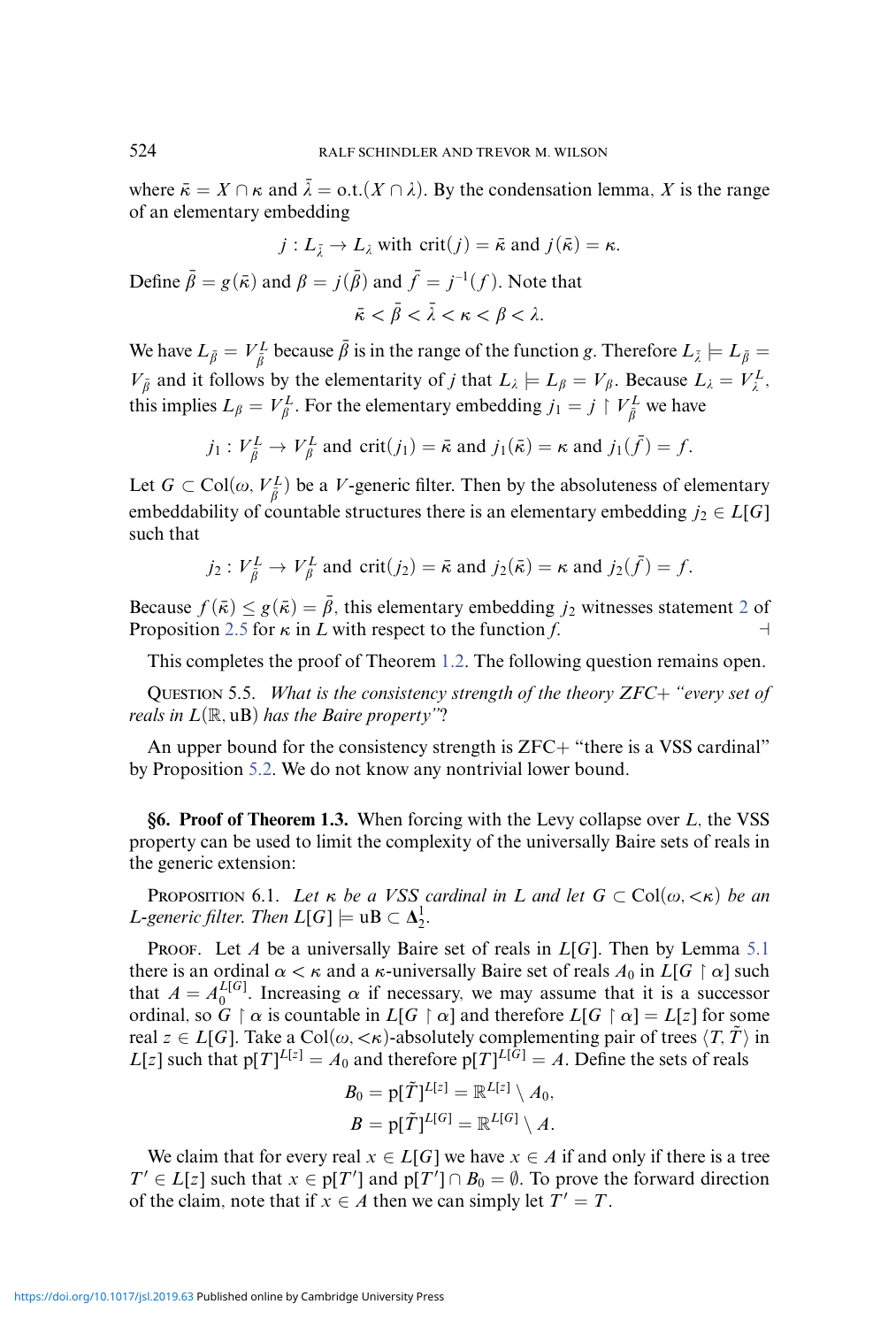where $\bar{\kappa} = X \cap \kappa$ and $\bar{\lambda} = \text{o.t.}(X \cap \lambda)$. By the condensation lemma, $X$ is the range of an elementary embedding

$$j : L_{\bar{\lambda}} \to L_\lambda \text{ with } \text{crit}(j) = \bar{\kappa} \text{ and } j(\bar{\kappa}) = \kappa.$$

Define $\bar{\beta} = g(\bar{\kappa})$ and $\beta = j(\bar{\beta})$ and $\bar{f} = j^{-1}(f)$. Note that

$$\bar{\kappa} < \bar{\beta} < \bar{\lambda} < \kappa < \beta < \lambda.$$

We have $L_{\bar{\beta}} = V^L_{\bar{\beta}}$ because $\bar{\beta}$ is in the range of the function $g$. Therefore $L_{\bar{\lambda}} \models L_{\bar{\beta}} = V_{\bar{\beta}}$ and it follows by the elementarity of $j$ that $L_\lambda \models L_\beta = V_\beta$. Because $L_\lambda = V^L_\lambda$, this implies $L_\beta = V^L_\beta$. For the elementary embedding $j_1 = j \upharpoonright V^L_{\bar{\beta}}$ we have

$$j_1 : V^L_{\bar{\beta}} \to V^L_\beta \text{ and } \text{crit}(j_1) = \bar{\kappa} \text{ and } j_1(\bar{\kappa}) = \kappa \text{ and } j_1(\bar{f}) = f.$$

Let $G \subset \text{Col}(\omega, V^L_{\bar{\beta}})$ be a $V$-generic filter. Then by the absoluteness of elementary embeddability of countable structures there is an elementary embedding $j_2 \in L[G]$ such that

$$j_2 : V^L_{\bar{\beta}} \to V^L_\beta \text{ and } \text{crit}(j_2) = \bar{\kappa} \text{ and } j_2(\bar{\kappa}) = \kappa \text{ and } j_2(\bar{f}) = f.$$

Because $f(\bar{\kappa}) \leq g(\bar{\kappa}) = \bar{\beta}$, this elementary embedding $j_2$ witnesses statement 2 of Proposition 2.5 for $\kappa$ in $L$ with respect to the function $f$. ⊣

This completes the proof of Theorem 1.2. The following question remains open.

QUESTION 5.5. *What is the consistency strength of the theory ZFC+ "every set of reals in $L(\mathbb{R}, \text{uB})$ has the Baire property"?*

An upper bound for the consistency strength is ZFC+ "there is a VSS cardinal" by Proposition 5.2. We do not know any nontrivial lower bound.

## §6. Proof of Theorem 1.3.

When forcing with the Levy collapse over $L$, the VSS property can be used to limit the complexity of the universally Baire sets of reals in the generic extension:

PROPOSITION 6.1. *Let $\kappa$ be a VSS cardinal in $L$ and let $G \subset \text{Col}(\omega, {<}\kappa)$ be an $L$-generic filter. Then $L[G] \models \text{uB} \subset \mathbf{\Delta}^1_2$.*

PROOF. Let $A$ be a universally Baire set of reals in $L[G]$. Then by Lemma 5.1 there is an ordinal $\alpha < \kappa$ and a $\kappa$-universally Baire set of reals $A_0$ in $L[G \upharpoonright \alpha]$ such that $A = A_0^{L[G]}$. Increasing $\alpha$ if necessary, we may assume that it is a successor ordinal, so $G \upharpoonright \alpha$ is countable in $L[G \upharpoonright \alpha]$ and therefore $L[G \upharpoonright \alpha] = L[z]$ for some real $z \in L[G]$. Take a $\text{Col}(\omega, {<}\kappa)$-absolutely complementing pair of trees $\langle T, \tilde{T}\rangle$ in $L[z]$ such that $\text{p}[T]^{L[z]} = A_0$ and therefore $\text{p}[T]^{L[G]} = A$. Define the sets of reals

$$B_0 = \text{p}[\tilde{T}]^{L[z]} = \mathbb{R}^{L[z]} \setminus A_0,$$
$$B = \text{p}[\tilde{T}]^{L[G]} = \mathbb{R}^{L[G]} \setminus A.$$

We claim that for every real $x \in L[G]$ we have $x \in A$ if and only if there is a tree $T' \in L[z]$ such that $x \in \text{p}[T']$ and $\text{p}[T'] \cap B_0 = \emptyset$. To prove the forward direction of the claim, note that if $x \in A$ then we can simply let $T' = T$.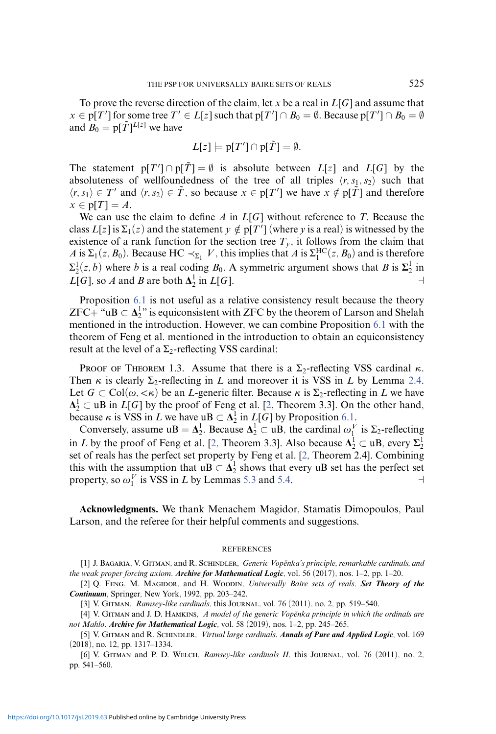To prove the reverse direction of the claim, let $x$ be a real in $L[G]$ and assume that $x \in \mathrm{p}[T']$ for some tree $T' \in L[z]$ such that $\mathrm{p}[T'] \cap B_0 = \emptyset$. Because $\mathrm{p}[T'] \cap B_0 = \emptyset$ and $B_0 = \mathrm{p}[\tilde{T}]^{L[z]}$ we have

$$L[z] \models \mathrm{p}[T'] \cap \mathrm{p}[\tilde{T}] = \emptyset.$$

The statement $\mathrm{p}[T'] \cap \mathrm{p}[\tilde{T}] = \emptyset$ is absolute between $L[z]$ and $L[G]$ by the absoluteness of wellfoundedness of the tree of all triples $\langle r, s_1, s_2 \rangle$ such that $\langle r, s_1 \rangle \in T'$ and $\langle r, s_2 \rangle \in \tilde{T}$, so because $x \in \mathrm{p}[T']$ we have $x \notin \mathrm{p}[\tilde{T}]$ and therefore $x \in \mathrm{p}[T] = A$.

We can use the claim to define $A$ in $L[G]$ without reference to $T$. Because the class $L[z]$ is $\Sigma_1(z)$ and the statement $y \notin \mathrm{p}[T']$ (where $y$ is a real) is witnessed by the existence of a rank function for the section tree $T_y$, it follows from the claim that $A$ is $\Sigma_1(z, B_0)$. Because $\mathrm{HC} \prec_{\Sigma_1} V$, this implies that $A$ is $\Sigma_1^{\mathrm{HC}}(z, B_0)$ and is therefore $\Sigma_2^1(z, b)$ where $b$ is a real coding $B_0$. A symmetric argument shows that $B$ is $\boldsymbol{\Sigma}_2^1$ in $L[G]$, so $A$ and $B$ are both $\boldsymbol{\Delta}_2^1$ in $L[G]$. ⊣

Proposition 6.1 is not useful as a relative consistency result because the theory ZFC+ "$\mathrm{uB} \subset \boldsymbol{\Delta}_2^1$" is equiconsistent with ZFC by the theorem of Larson and Shelah mentioned in the introduction. However, we can combine Proposition 6.1 with the theorem of Feng et al. mentioned in the introduction to obtain an equiconsistency result at the level of a $\Sigma_2$-reflecting VSS cardinal:

Proof of Theorem 1.3. Assume that there is a $\Sigma_2$-reflecting VSS cardinal $\kappa$. Then $\kappa$ is clearly $\Sigma_2$-reflecting in $L$ and moreover it is VSS in $L$ by Lemma 2.4. Let $G \subset \mathrm{Col}(\omega, {<}\kappa)$ be an $L$-generic filter. Because $\kappa$ is $\Sigma_2$-reflecting in $L$ we have $\boldsymbol{\Delta}_2^1 \subset \mathrm{uB}$ in $L[G]$ by the proof of Feng et al. [2, Theorem 3.3]. On the other hand, because $\kappa$ is VSS in $L$ we have $\mathrm{uB} \subset \boldsymbol{\Delta}_2^1$ in $L[G]$ by Proposition 6.1.

Conversely, assume $\mathrm{uB} = \boldsymbol{\Delta}_2^1$. Because $\boldsymbol{\Delta}_2^1 \subset \mathrm{uB}$, the cardinal $\omega_1^V$ is $\Sigma_2$-reflecting in $L$ by the proof of Feng et al. [2, Theorem 3.3]. Also because $\boldsymbol{\Delta}_2^1 \subset \mathrm{uB}$, every $\boldsymbol{\Sigma}_2^1$ set of reals has the perfect set property by Feng et al. [2, Theorem 2.4]. Combining this with the assumption that $\mathrm{uB} \subset \boldsymbol{\Delta}_2^1$ shows that every uB set has the perfect set property, so $\omega_1^V$ is VSS in $L$ by Lemmas 5.3 and 5.4. ⊣

**Acknowledgments.** We thank Menachem Magidor, Stamatis Dimopoulos, Paul Larson, and the referee for their helpful comments and suggestions.

## REFERENCES

[1] J. Bagaria, V. Gitman, and R. Schindler, *Generic Vopěnka's principle, remarkable cardinals, and the weak proper forcing axiom*. ***Archive for Mathematical Logic***, vol. 56 (2017), nos. 1–2, pp. 1–20.

[2] Q. Feng, M. Magidor, and H. Woodin, *Universally Baire sets of reals*, ***Set Theory of the Continuum***, Springer, New York, 1992, pp. 203–242.

[3] V. Gitman, *Ramsey-like cardinals*, this Journal, vol. 76 (2011), no. 2, pp. 519–540.

[4] V. Gitman and J. D. Hamkins, *A model of the generic Vopěnka principle in which the ordinals are not Mahlo*. ***Archive for Mathematical Logic***, vol. 58 (2019), nos. 1–2, pp. 245–265.

[5] V. Gitman and R. Schindler, *Virtual large cardinals*. ***Annals of Pure and Applied Logic***, vol. 169 (2018), no. 12, pp. 1317–1334.

[6] V. Gitman and P. D. Welch, *Ramsey-like cardinals II*, this Journal, vol. 76 (2011), no. 2, pp. 541–560.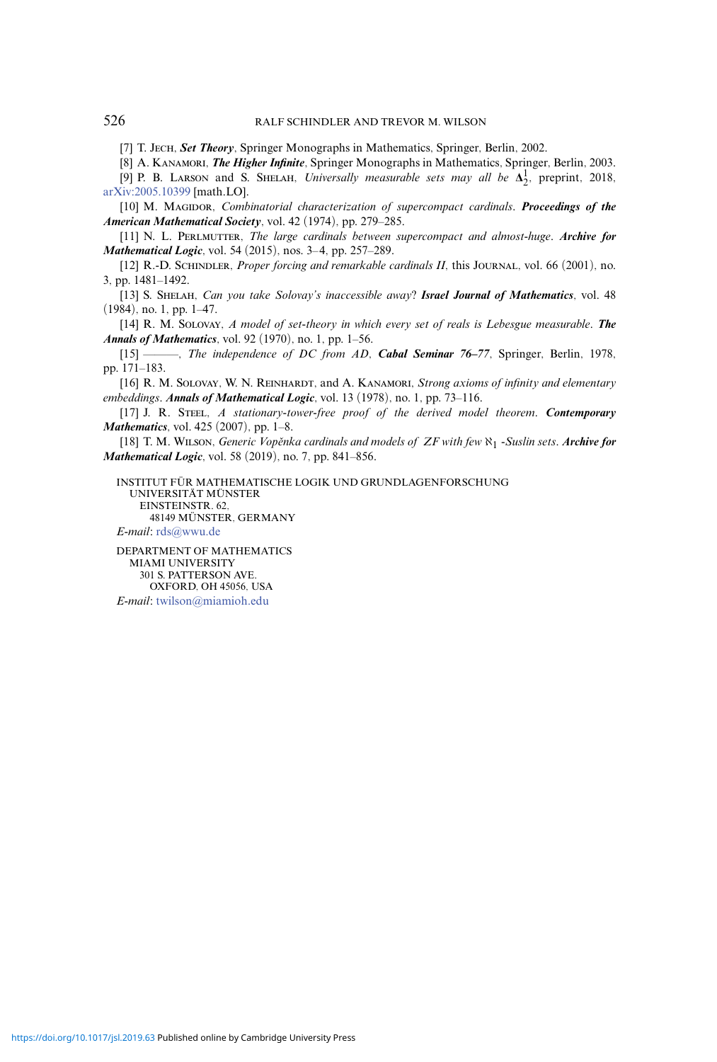[7] T. Jech, ***Set Theory***, Springer Monographs in Mathematics, Springer, Berlin, 2002.

[8] A. Kanamori, ***The Higher Infinite***, Springer Monographs in Mathematics, Springer, Berlin, 2003.

[9] P. B. Larson and S. Shelah, *Universally measurable sets may all be* $\boldsymbol{\Delta}^1_2$, preprint, 2018, arXiv:2005.10399 [math.LO].

[10] M. Magidor, *Combinatorial characterization of supercompact cardinals*. ***Proceedings of the American Mathematical Society***, vol. 42 (1974), pp. 279–285.

[11] N. L. Perlmutter, *The large cardinals between supercompact and almost-huge*. ***Archive for Mathematical Logic***, vol. 54 (2015), nos. 3–4, pp. 257–289.

[12] R.-D. Schindler, *Proper forcing and remarkable cardinals II*, this Journal, vol. 66 (2001), no. 3, pp. 1481–1492.

[13] S. Shelah, *Can you take Solovay's inaccessible away*? ***Israel Journal of Mathematics***, vol. 48 (1984), no. 1, pp. 1–47.

[14] R. M. Solovay, *A model of set-theory in which every set of reals is Lebesgue measurable*. ***The Annals of Mathematics***, vol. 92 (1970), no. 1, pp. 1–56.

[15] ———, *The independence of DC from AD*, ***Cabal Seminar 76–77***, Springer, Berlin, 1978, pp. 171–183.

[16] R. M. Solovay, W. N. Reinhardt, and A. Kanamori, *Strong axioms of infinity and elementary embeddings*. ***Annals of Mathematical Logic***, vol. 13 (1978), no. 1, pp. 73–116.

[17] J. R. Steel, *A stationary-tower-free proof of the derived model theorem*. ***Contemporary Mathematics***, vol. 425 (2007), pp. 1–8.

[18] T. M. Wilson, *Generic Vopěnka cardinals and models of ZF with few* $\aleph_1$ *-Suslin sets*. ***Archive for Mathematical Logic***, vol. 58 (2019), no. 7, pp. 841–856.

INSTITUT FÜR MATHEMATISCHE LOGIK UND GRUNDLAGENFORSCHUNG
UNIVERSITÄT MÜNSTER
EINSTEINSTR. 62,
48149 MÜNSTER, GERMANY
*E-mail*: rds@wwu.de

DEPARTMENT OF MATHEMATICS
MIAMI UNIVERSITY
301 S. PATTERSON AVE.
OXFORD, OH 45056, USA
*E-mail*: twilson@miamioh.edu